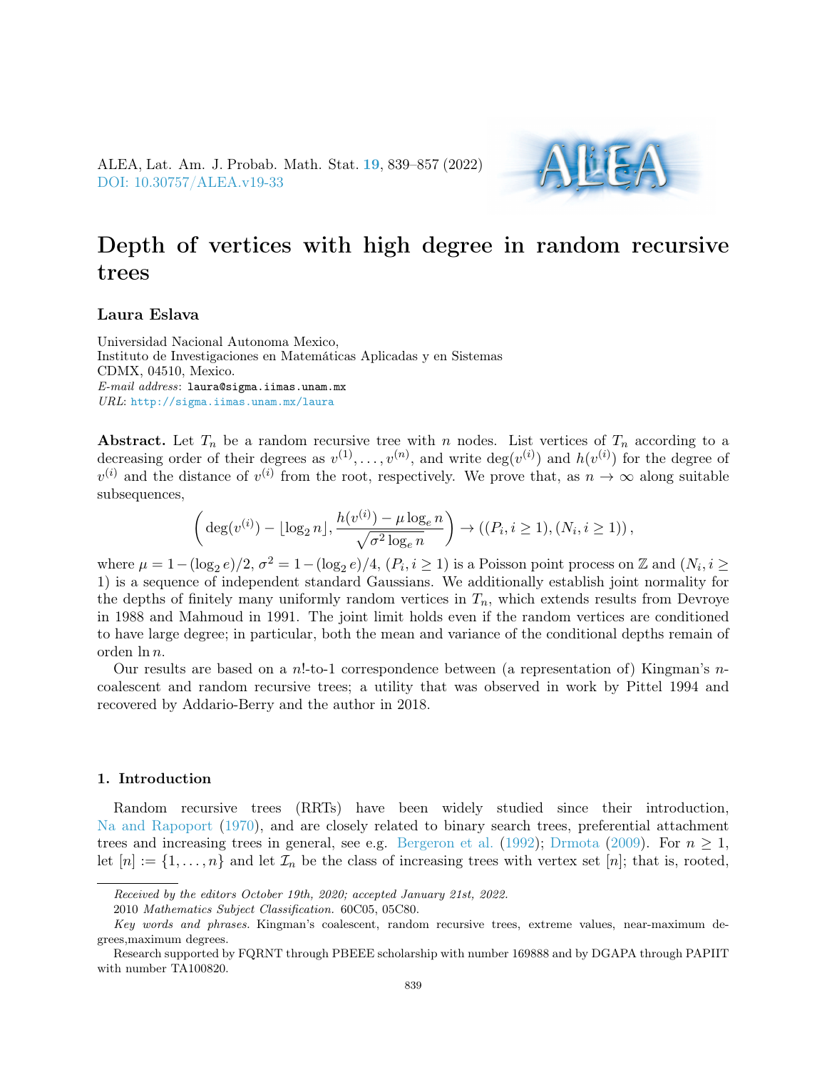# Depth of vertices with high degree in random recursive trees

**Laura Eslava**

Universidad Nacional Autonoma Mexico,
Instituto de Investigaciones en Matemáticas Aplicadas y en Sistemas
CDMX, 04510, Mexico.
*E-mail address*: laura@sigma.iimas.unam.mx
*URL*: http://sigma.iimas.unam.mx/laura

**Abstract.** Let $T_n$ be a random recursive tree with $n$ nodes. List vertices of $T_n$ according to a decreasing order of their degrees as $v^{(1)}, \ldots, v^{(n)}$, and write $\deg(v^{(i)})$ and $h(v^{(i)})$ for the degree of $v^{(i)}$ and the distance of $v^{(i)}$ from the root, respectively. We prove that, as $n \to \infty$ along suitable subsequences,

$$\left( \deg(v^{(i)}) - \lfloor \log_2 n \rfloor, \frac{h(v^{(i)}) - \mu \log_e n}{\sqrt{\sigma^2 \log_e n}} \right) \to ((P_i, i \geq 1), (N_i, i \geq 1)),$$

where $\mu = 1 - (\log_2 e)/2$, $\sigma^2 = 1 - (\log_2 e)/4$, $(P_i, i \geq 1)$ is a Poisson point process on $\mathbb{Z}$ and $(N_i, i \geq 1)$ is a sequence of independent standard Gaussians. We additionally establish joint normality for the depths of finitely many uniformly random vertices in $T_n$, which extends results from Devroye in 1988 and Mahmoud in 1991. The joint limit holds even if the random vertices are conditioned to have large degree; in particular, both the mean and variance of the conditional depths remain of orden $\ln n$.

Our results are based on a $n!$-to-1 correspondence between (a representation of) Kingman's $n$-coalescent and random recursive trees; a utility that was observed in work by Pittel 1994 and recovered by Addario-Berry and the author in 2018.

## 1. Introduction

Random recursive trees (RRTs) have been widely studied since their introduction, Na and Rapoport (1970), and are closely related to binary search trees, preferential attachment trees and increasing trees in general, see e.g. Bergeron et al. (1992); Drmota (2009). For $n \geq 1$, let $[n] := \{1, \ldots, n\}$ and let $\mathcal{I}_n$ be the class of increasing trees with vertex set $[n]$; that is, rooted,

---

Received by the editors October 19th, 2020; accepted January 21st, 2022.

2010 *Mathematics Subject Classification.* 60C05, 05C80.

*Key words and phrases.* Kingman's coalescent, random recursive trees, extreme values, near-maximum degrees,maximum degrees.

Research supported by FQRNT through PBEEE scholarship with number 169888 and by DGAPA through PAPIIT with number TA100820.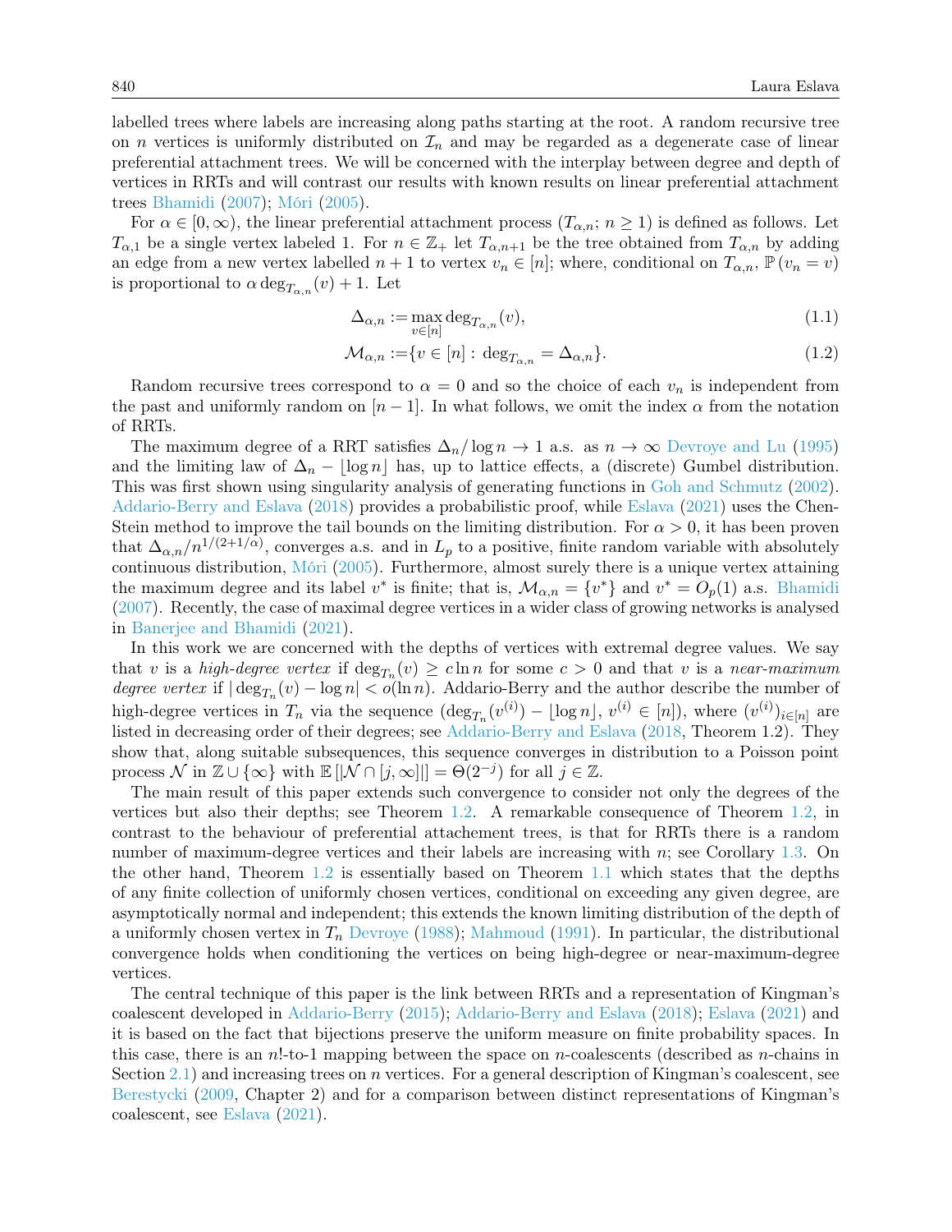labelled trees where labels are increasing along paths starting at the root. A random recursive tree on $n$ vertices is uniformly distributed on $\mathcal{I}_n$ and may be regarded as a degenerate case of linear preferential attachment trees. We will be concerned with the interplay between degree and depth of vertices in RRTs and will contrast our results with known results on linear preferential attachment trees Bhamidi (2007); Móri (2005).

For $\alpha \in [0, \infty)$, the linear preferential attachment process $(T_{\alpha,n};\, n \geq 1)$ is defined as follows. Let $T_{\alpha,1}$ be a single vertex labeled 1. For $n \in \mathbb{Z}_+$ let $T_{\alpha,n+1}$ be the tree obtained from $T_{\alpha,n}$ by adding an edge from a new vertex labelled $n+1$ to vertex $v_n \in [n]$; where, conditional on $T_{\alpha,n}$, $\mathbb{P}(v_n = v)$ is proportional to $\alpha \deg_{T_{\alpha,n}}(v) + 1$. Let

$$\Delta_{\alpha,n} := \max_{v \in [n]} \deg_{T_{\alpha,n}}(v), \tag{1.1}$$

$$\mathcal{M}_{\alpha,n} := \{v \in [n] :\, \deg_{T_{\alpha,n}} = \Delta_{\alpha,n}\}. \tag{1.2}$$

Random recursive trees correspond to $\alpha = 0$ and so the choice of each $v_n$ is independent from the past and uniformly random on $[n-1]$. In what follows, we omit the index $\alpha$ from the notation of RRTs.

The maximum degree of a RRT satisfies $\Delta_n / \log n \to 1$ a.s. as $n \to \infty$ Devroye and Lu (1995) and the limiting law of $\Delta_n - \lfloor \log n \rfloor$ has, up to lattice effects, a (discrete) Gumbel distribution. This was first shown using singularity analysis of generating functions in Goh and Schmutz (2002). Addario-Berry and Eslava (2018) provides a probabilistic proof, while Eslava (2021) uses the Chen-Stein method to improve the tail bounds on the limiting distribution. For $\alpha > 0$, it has been proven that $\Delta_{\alpha,n}/n^{1/(2+1/\alpha)}$, converges a.s. and in $L_p$ to a positive, finite random variable with absolutely continuous distribution, Móri (2005). Furthermore, almost surely there is a unique vertex attaining the maximum degree and its label $v^*$ is finite; that is, $\mathcal{M}_{\alpha,n} = \{v^*\}$ and $v^* = O_p(1)$ a.s. Bhamidi (2007). Recently, the case of maximal degree vertices in a wider class of growing networks is analysed in Banerjee and Bhamidi (2021).

In this work we are concerned with the depths of vertices with extremal degree values. We say that $v$ is a *high-degree vertex* if $\deg_{T_n}(v) \geq c \ln n$ for some $c > 0$ and that $v$ is a *near-maximum degree vertex* if $|\deg_{T_n}(v) - \log n| < o(\ln n)$. Addario-Berry and the author describe the number of high-degree vertices in $T_n$ via the sequence $(\deg_{T_n}(v^{(i)}) - \lfloor \log n \rfloor,\, v^{(i)} \in [n])$, where $(v^{(i)})_{i \in [n]}$ are listed in decreasing order of their degrees; see Addario-Berry and Eslava (2018, Theorem 1.2). They show that, along suitable subsequences, this sequence converges in distribution to a Poisson point process $\mathcal{N}$ in $\mathbb{Z} \cup \{\infty\}$ with $\mathbb{E}[|\mathcal{N} \cap [j, \infty]|] = \Theta(2^{-j})$ for all $j \in \mathbb{Z}$.

The main result of this paper extends such convergence to consider not only the degrees of the vertices but also their depths; see Theorem 1.2. A remarkable consequence of Theorem 1.2, in contrast to the behaviour of preferential attachement trees, is that for RRTs there is a random number of maximum-degree vertices and their labels are increasing with $n$; see Corollary 1.3. On the other hand, Theorem 1.2 is essentially based on Theorem 1.1 which states that the depths of any finite collection of uniformly chosen vertices, conditional on exceeding any given degree, are asymptotically normal and independent; this extends the known limiting distribution of the depth of a uniformly chosen vertex in $T_n$ Devroye (1988); Mahmoud (1991). In particular, the distributional convergence holds when conditioning the vertices on being high-degree or near-maximum-degree vertices.

The central technique of this paper is the link between RRTs and a representation of Kingman's coalescent developed in Addario-Berry (2015); Addario-Berry and Eslava (2018); Eslava (2021) and it is based on the fact that bijections preserve the uniform measure on finite probability spaces. In this case, there is an $n!$-to-1 mapping between the space on $n$-coalescents (described as $n$-chains in Section 2.1) and increasing trees on $n$ vertices. For a general description of Kingman's coalescent, see Berestycki (2009, Chapter 2) and for a comparison between distinct representations of Kingman's coalescent, see Eslava (2021).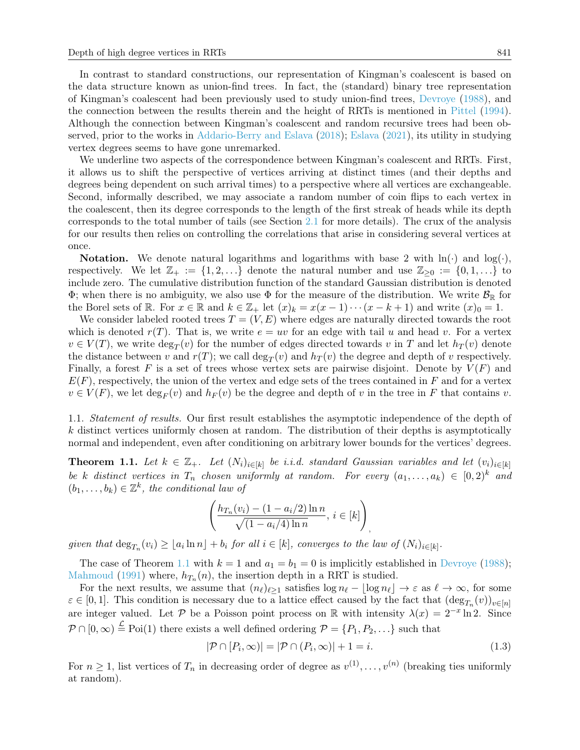In contrast to standard constructions, our representation of Kingman's coalescent is based on the data structure known as union-find trees. In fact, the (standard) binary tree representation of Kingman's coalescent had been previously used to study union-find trees, Devroye (1988), and the connection between the results therein and the height of RRTs is mentioned in Pittel (1994). Although the connection between Kingman's coalescent and random recursive trees had been observed, prior to the works in Addario-Berry and Eslava (2018); Eslava (2021), its utility in studying vertex degrees seems to have gone unremarked.

We underline two aspects of the correspondence between Kingman's coalescent and RRTs. First, it allows us to shift the perspective of vertices arriving at distinct times (and their depths and degrees being dependent on such arrival times) to a perspective where all vertices are exchangeable. Second, informally described, we may associate a random number of coin flips to each vertex in the coalescent, then its degree corresponds to the length of the first streak of heads while its depth corresponds to the total number of tails (see Section 2.1 for more details). The crux of the analysis for our results then relies on controlling the correlations that arise in considering several vertices at once.

**Notation.** We denote natural logarithms and logarithms with base 2 with $\ln(\cdot)$ and $\log(\cdot)$, respectively. We let $\mathbb{Z}_+ := \{1, 2, \ldots\}$ denote the natural number and use $\mathbb{Z}_{\geq 0} := \{0, 1, \ldots\}$ to include zero. The cumulative distribution function of the standard Gaussian distribution is denoted $\Phi$; when there is no ambiguity, we also use $\Phi$ for the measure of the distribution. We write $\mathcal{B}_{\mathbb{R}}$ for the Borel sets of $\mathbb{R}$. For $x \in \mathbb{R}$ and $k \in \mathbb{Z}_+$ let $(x)_k = x(x-1)\cdots(x-k+1)$ and write $(x)_0 = 1$.

We consider labeled rooted trees $T = (V, E)$ where edges are naturally directed towards the root which is denoted $r(T)$. That is, we write $e = uv$ for an edge with tail $u$ and head $v$. For a vertex $v \in V(T)$, we write $\deg_T(v)$ for the number of edges directed towards $v$ in $T$ and let $h_T(v)$ denote the distance between $v$ and $r(T)$; we call $\deg_T(v)$ and $h_T(v)$ the degree and depth of $v$ respectively. Finally, a forest $F$ is a set of trees whose vertex sets are pairwise disjoint. Denote by $V(F)$ and $E(F)$, respectively, the union of the vertex and edge sets of the trees contained in $F$ and for a vertex $v \in V(F)$, we let $\deg_F(v)$ and $h_F(v)$ be the degree and depth of $v$ in the tree in $F$ that contains $v$.

1.1. *Statement of results.* Our first result establishes the asymptotic independence of the depth of $k$ distinct vertices uniformly chosen at random. The distribution of their depths is asymptotically normal and independent, even after conditioning on arbitrary lower bounds for the vertices' degrees.

**Theorem 1.1.** *Let $k \in \mathbb{Z}_+$. Let $(N_i)_{i\in[k]}$ be i.i.d. standard Gaussian variables and let $(v_i)_{i\in[k]}$ be $k$ distinct vertices in $T_n$ chosen uniformly at random. For every $(a_1, \ldots, a_k) \in [0, 2)^k$ and $(b_1, \ldots, b_k) \in \mathbb{Z}^k$, the conditional law of*

$$\left( \frac{h_{T_n}(v_i) - (1 - a_i/2)\ln n}{\sqrt{(1 - a_i/4)\ln n}}, \, i \in [k] \right),$$

*given that $\deg_{T_n}(v_i) \geq \lfloor a_i \ln n \rfloor + b_i$ for all $i \in [k]$, converges to the law of $(N_i)_{i\in[k]}$.*

The case of Theorem 1.1 with $k = 1$ and $a_1 = b_1 = 0$ is implicitly established in Devroye (1988); Mahmoud (1991) where, $h_{T_n}(n)$, the insertion depth in a RRT is studied.

For the next results, we assume that $(n_\ell)_{\ell\geq 1}$ satisfies $\log n_\ell - \lfloor \log n_\ell \rfloor \to \varepsilon$ as $\ell \to \infty$, for some $\varepsilon \in [0, 1]$. This condition is necessary due to a lattice effect caused by the fact that $(\deg_{T_n}(v))_{v\in[n]}$ are integer valued. Let $\mathcal{P}$ be a Poisson point process on $\mathbb{R}$ with intensity $\lambda(x) = 2^{-x} \ln 2$. Since $\mathcal{P} \cap [0, \infty) \stackrel{\mathcal{L}}{=} \mathrm{Poi}(1)$ there exists a well defined ordering $\mathcal{P} = \{P_1, P_2, \ldots\}$ such that

$$|\mathcal{P} \cap [P_i, \infty)| = |\mathcal{P} \cap (P_i, \infty)| + 1 = i. \tag{1.3}$$

For $n \geq 1$, list vertices of $T_n$ in decreasing order of degree as $v^{(1)}, \ldots, v^{(n)}$ (breaking ties uniformly at random).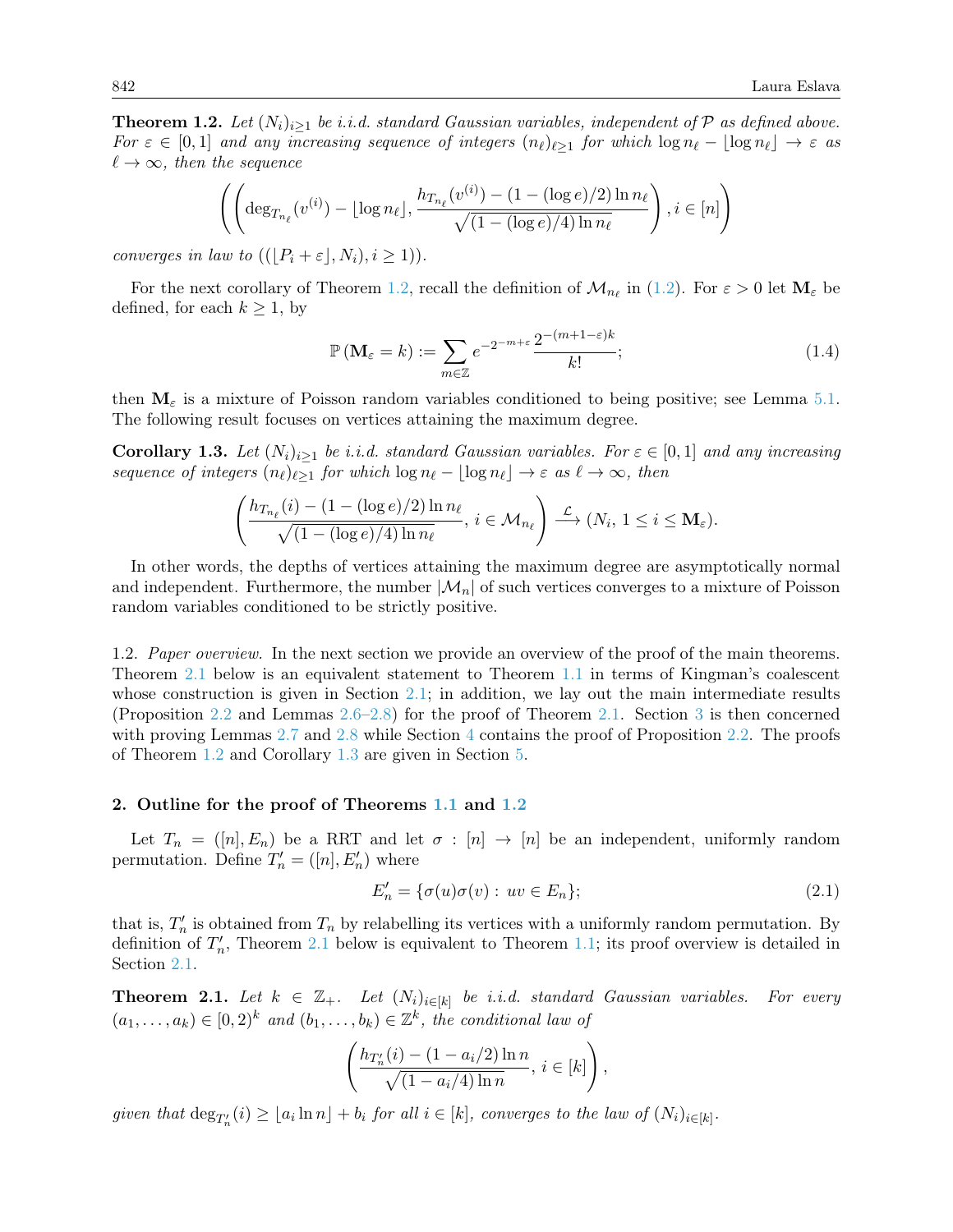**Theorem 1.2.** *Let $(N_i)_{i\ge 1}$ be i.i.d. standard Gaussian variables, independent of $\mathcal{P}$ as defined above. For $\varepsilon \in [0,1]$ and any increasing sequence of integers $(n_\ell)_{\ell\ge 1}$ for which $\log n_\ell - \lfloor \log n_\ell \rfloor \to \varepsilon$ as $\ell \to \infty$, then the sequence*

$$\left(\left(\deg_{T_{n_\ell}}(v^{(i)}) - \lfloor \log n_\ell \rfloor, \frac{h_{T_{n_\ell}}(v^{(i)}) - (1-(\log e)/2)\ln n_\ell}{\sqrt{(1-(\log e)/4)\ln n_\ell}}\right), i \in [n]\right)$$

*converges in law to $((\lfloor P_i + \varepsilon \rfloor, N_i), i \ge 1))$.*

For the next corollary of Theorem 1.2, recall the definition of $\mathcal{M}_{n_\ell}$ in (1.2). For $\varepsilon > 0$ let $\mathbf{M}_\varepsilon$ be defined, for each $k \ge 1$, by

$$\mathbb{P}\left(\mathbf{M}_\varepsilon = k\right) := \sum_{m\in\mathbb{Z}} e^{-2^{-m+\varepsilon}} \frac{2^{-(m+1-\varepsilon)k}}{k!}; \tag{1.4}$$

then $\mathbf{M}_\varepsilon$ is a mixture of Poisson random variables conditioned to being positive; see Lemma 5.1. The following result focuses on vertices attaining the maximum degree.

**Corollary 1.3.** *Let $(N_i)_{i\ge 1}$ be i.i.d. standard Gaussian variables. For $\varepsilon \in [0,1]$ and any increasing sequence of integers $(n_\ell)_{\ell\ge1}$ for which $\log n_\ell - \lfloor \log n_\ell \rfloor \to \varepsilon$ as $\ell \to \infty$, then*

$$\left(\frac{h_{T_{n_\ell}}(i) - (1-(\log e)/2)\ln n_\ell}{\sqrt{(1-(\log e)/4)\ln n_\ell}}, \, i \in \mathcal{M}_{n_\ell}\right) \xrightarrow{\mathcal{L}} (N_i, \, 1 \le i \le \mathbf{M}_\varepsilon).$$

In other words, the depths of vertices attaining the maximum degree are asymptotically normal and independent. Furthermore, the number $|\mathcal{M}_n|$ of such vertices converges to a mixture of Poisson random variables conditioned to be strictly positive.

1.2. *Paper overview.* In the next section we provide an overview of the proof of the main theorems. Theorem 2.1 below is an equivalent statement to Theorem 1.1 in terms of Kingman's coalescent whose construction is given in Section 2.1; in addition, we lay out the main intermediate results (Proposition 2.2 and Lemmas 2.6–2.8) for the proof of Theorem 2.1. Section 3 is then concerned with proving Lemmas 2.7 and 2.8 while Section 4 contains the proof of Proposition 2.2. The proofs of Theorem 1.2 and Corollary 1.3 are given in Section 5.

## 2. Outline for the proof of Theorems 1.1 and 1.2

Let $T_n = ([n], E_n)$ be a RRT and let $\sigma : [n] \to [n]$ be an independent, uniformly random permutation. Define $T_n' = ([n], E_n')$ where

$$E_n' = \{\sigma(u)\sigma(v) : uv \in E_n\}; \tag{2.1}$$

that is, $T_n'$ is obtained from $T_n$ by relabelling its vertices with a uniformly random permutation. By definition of $T_n'$, Theorem 2.1 below is equivalent to Theorem 1.1; its proof overview is detailed in Section 2.1.

**Theorem 2.1.** *Let $k \in \mathbb{Z}_+$. Let $(N_i)_{i\in[k]}$ be i.i.d. standard Gaussian variables. For every $(a_1,\dots,a_k) \in [0,2)^k$ and $(b_1,\dots,b_k) \in \mathbb{Z}^k$, the conditional law of*

$$\left(\frac{h_{T_n'}(i) - (1-a_i/2)\ln n}{\sqrt{(1-a_i/4)\ln n}}, \, i \in [k]\right),$$

*given that $\deg_{T_n'}(i) \ge \lfloor a_i \ln n \rfloor + b_i$ for all $i \in [k]$, converges to the law of $(N_i)_{i\in[k]}$.*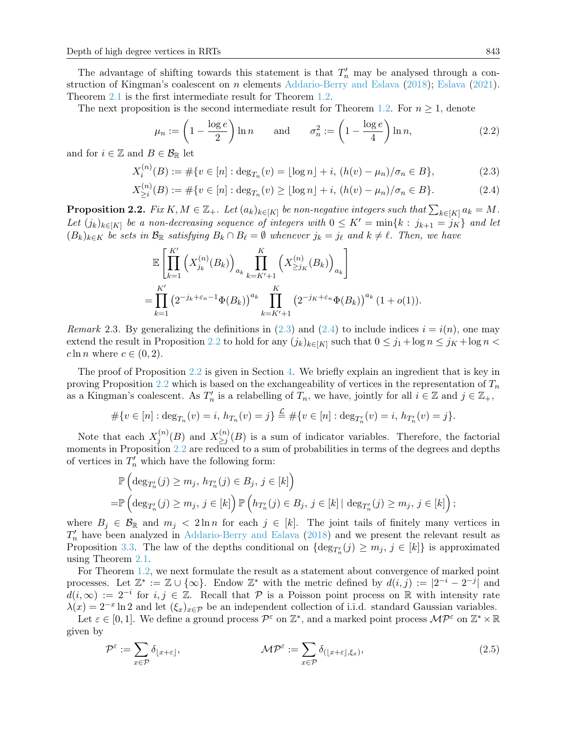The advantage of shifting towards this statement is that $T_n'$ may be analysed through a construction of Kingman's coalescent on $n$ elements Addario-Berry and Eslava (2018); Eslava (2021). Theorem 2.1 is the first intermediate result for Theorem 1.2.

The next proposition is the second intermediate result for Theorem 1.2. For $n \geq 1$, denote

$$\mu_n := \left(1 - \frac{\log e}{2}\right)\ln n \qquad \text{and} \qquad \sigma_n^2 := \left(1 - \frac{\log e}{4}\right)\ln n, \tag{2.2}$$

and for $i \in \mathbb{Z}$ and $B \in \mathcal{B}_{\mathbb{R}}$ let

$$X_i^{(n)}(B) := \#\{v \in [n] : \deg_{T_n}(v) = \lfloor \log n \rfloor + i,\ (h(v) - \mu_n)/\sigma_n \in B\}, \tag{2.3}$$

$$X_{\geq i}^{(n)}(B) := \#\{v \in [n] : \deg_{T_n}(v) \geq \lfloor \log n \rfloor + i,\ (h(v) - \mu_n)/\sigma_n \in B\}. \tag{2.4}$$

**Proposition 2.2.** *Fix $K, M \in \mathbb{Z}_+$. Let $(a_k)_{k\in[K]}$ be non-negative integers such that $\sum_{k\in[K]} a_k = M$. Let $(j_k)_{k\in[K]}$ be a non-decreasing sequence of integers with $0 \leq K' = \min\{k : j_{k+1} = j_K\}$ and let $(B_k)_{k\in K}$ be sets in $\mathcal{B}_{\mathbb{R}}$ satisfying $B_k \cap B_\ell = \emptyset$ whenever $j_k = j_\ell$ and $k \neq \ell$. Then, we have*

$$\begin{aligned}
&\mathbb{E}\left[\prod_{k=1}^{K'} \left(X_{j_k}^{(n)}(B_k)\right)_{a_k} \prod_{k=K'+1}^{K} \left(X_{\geq j_K}^{(n)}(B_k)\right)_{a_k}\right] \\
&= \prod_{k=1}^{K'} \left(2^{-j_k+\varepsilon_n-1}\Phi(B_k)\right)^{a_k} \prod_{k=K'+1}^{K} \left(2^{-j_K+\varepsilon_n}\Phi(B_k)\right)^{a_k}(1+o(1)).
\end{aligned}$$

*Remark* 2.3. By generalizing the definitions in (2.3) and (2.4) to include indices $i = i(n)$, one may extend the result in Proposition 2.2 to hold for any $(j_k)_{k\in[K]}$ such that $0 \leq j_1 + \log n \leq j_K + \log n < c\ln n$ where $c \in (0, 2)$.

The proof of Proposition 2.2 is given in Section 4. We briefly explain an ingredient that is key in proving Proposition 2.2 which is based on the exchangeability of vertices in the representation of $T_n$ as a Kingman's coalescent. As $T_n'$ is a relabelling of $T_n$, we have, jointly for all $i \in \mathbb{Z}$ and $j \in \mathbb{Z}_+$,

$$\#\{v \in [n] : \deg_{T_n}(v) = i,\ h_{T_n}(v) = j\} \stackrel{\mathcal{L}}{=} \#\{v \in [n] : \deg_{T_n'}(v) = i,\ h_{T_n'}(v) = j\}.$$

Note that each $X_j^{(n)}(B)$ and $X_{\geq j}^{(n)}(B)$ is a sum of indicator variables. Therefore, the factorial moments in Proposition 2.2 are reduced to a sum of probabilities in terms of the degrees and depths of vertices in $T_n'$ which have the following form:

$$\begin{aligned}
&\mathbb{P}\left(\deg_{T_n'}(j) \geq m_j,\ h_{T_n'}(j) \in B_j,\ j \in [k]\right) \\
=&\mathbb{P}\left(\deg_{T_n'}(j) \geq m_j,\ j \in [k]\right)\mathbb{P}\left(h_{T_n'}(j) \in B_j,\ j \in [k] \,|\, \deg_{T_n'}(j) \geq m_j,\ j \in [k]\right);
\end{aligned}$$

where $B_j \in \mathcal{B}_{\mathbb{R}}$ and $m_j < 2\ln n$ for each $j \in [k]$. The joint tails of finitely many vertices in $T_n'$ have been analyzed in Addario-Berry and Eslava (2018) and we present the relevant result as Proposition 3.3. The law of the depths conditional on $\{\deg_{T_n'}(j) \geq m_j,\ j \in [k]\}$ is approximated using Theorem 2.1.

For Theorem 1.2, we next formulate the result as a statement about convergence of marked point processes. Let $\mathbb{Z}^* := \mathbb{Z} \cup \{\infty\}$. Endow $\mathbb{Z}^*$ with the metric defined by $d(i,j) := |2^{-i} - 2^{-j}|$ and $d(i, \infty) := 2^{-i}$ for $i, j \in \mathbb{Z}$. Recall that $\mathcal{P}$ is a Poisson point process on $\mathbb{R}$ with intensity rate $\lambda(x) = 2^{-x}\ln 2$ and let $(\xi_x)_{x\in\mathcal{P}}$ be an independent collection of i.i.d. standard Gaussian variables.

Let $\varepsilon \in [0, 1]$. We define a ground process $\mathcal{P}^\varepsilon$ on $\mathbb{Z}^*$, and a marked point process $\mathcal{MP}^\varepsilon$ on $\mathbb{Z}^* \times \mathbb{R}$ given by

$$\mathcal{P}^\varepsilon := \sum_{x\in\mathcal{P}} \delta_{\lfloor x+\varepsilon \rfloor}, \qquad\qquad \mathcal{MP}^\varepsilon := \sum_{x\in\mathcal{P}} \delta_{(\lfloor x+\varepsilon \rfloor, \xi_x)}, \tag{2.5}$$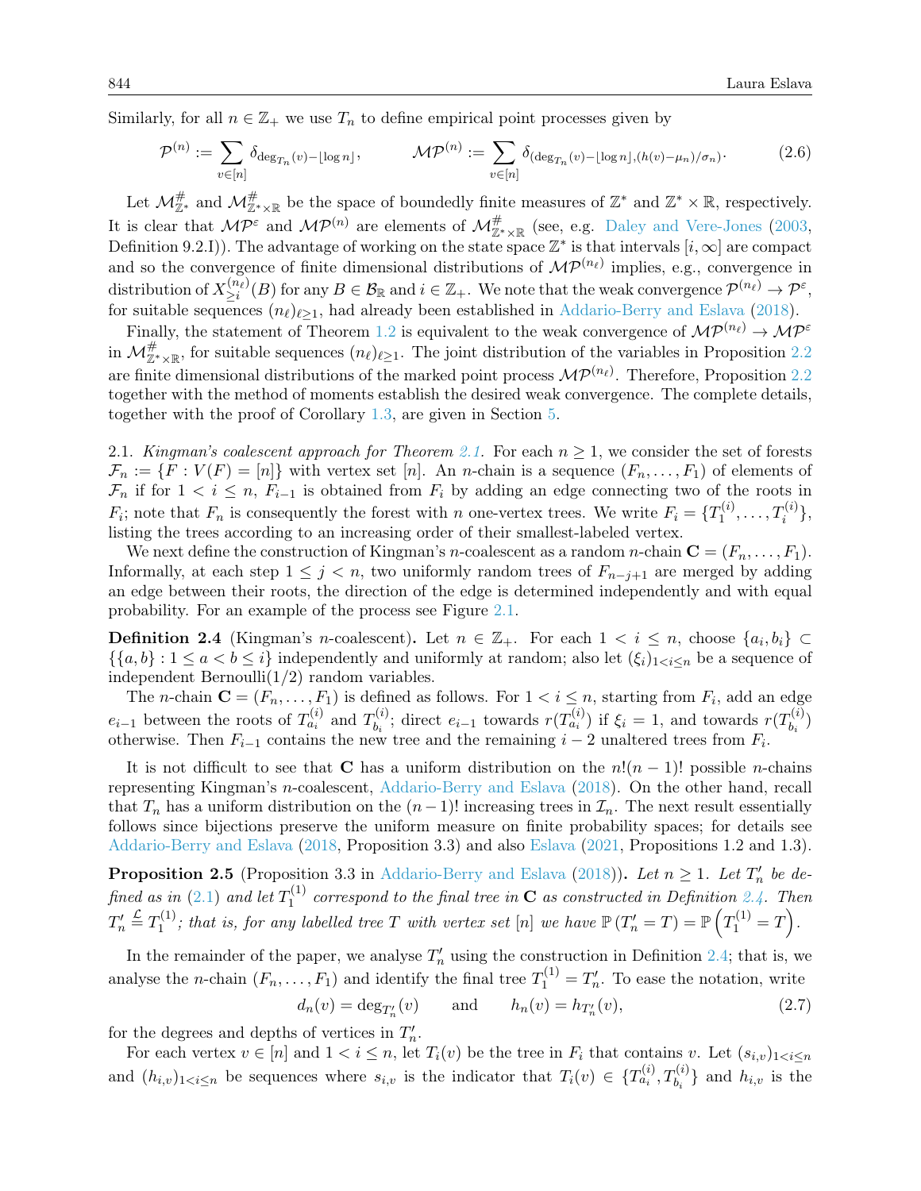Similarly, for all $n \in \mathbb{Z}_+$ we use $T_n$ to define empirical point processes given by

$$\mathcal{P}^{(n)} := \sum_{v\in[n]} \delta_{\deg_{T_n}(v)-\lfloor \log n \rfloor}, \qquad \mathcal{MP}^{(n)} := \sum_{v\in[n]} \delta_{(\deg_{T_n}(v)-\lfloor \log n \rfloor,(h(v)-\mu_n)/\sigma_n)}. \tag{2.6}$$

Let $\mathcal{M}^{\#}_{\mathbb{Z}^*}$ and $\mathcal{M}^{\#}_{\mathbb{Z}^*\times\mathbb{R}}$ be the space of boundedly finite measures of $\mathbb{Z}^*$ and $\mathbb{Z}^*\times\mathbb{R}$, respectively. It is clear that $\mathcal{MP}^{\varepsilon}$ and $\mathcal{MP}^{(n)}$ are elements of $\mathcal{M}^{\#}_{\mathbb{Z}^*\times\mathbb{R}}$ (see, e.g. Daley and Vere-Jones (2003, Definition 9.2.I)). The advantage of working on the state space $\mathbb{Z}^*$ is that intervals $[i,\infty]$ are compact and so the convergence of finite dimensional distributions of $\mathcal{MP}^{(n_\ell)}$ implies, e.g., convergence in distribution of $X^{(n_\ell)}_{\geq i}(B)$ for any $B \in \mathcal{B}_{\mathbb{R}}$ and $i \in \mathbb{Z}_+$. We note that the weak convergence $\mathcal{P}^{(n_\ell)} \to \mathcal{P}^{\varepsilon}$, for suitable sequences $(n_\ell)_{\ell\geq 1}$, had already been established in Addario-Berry and Eslava (2018).

Finally, the statement of Theorem 1.2 is equivalent to the weak convergence of $\mathcal{MP}^{(n_\ell)} \to \mathcal{MP}^{\varepsilon}$ in $\mathcal{M}^{\#}_{\mathbb{Z}^*\times\mathbb{R}}$, for suitable sequences $(n_\ell)_{\ell\geq 1}$. The joint distribution of the variables in Proposition 2.2 are finite dimensional distributions of the marked point process $\mathcal{MP}^{(n_\ell)}$. Therefore, Proposition 2.2 together with the method of moments establish the desired weak convergence. The complete details, together with the proof of Corollary 1.3, are given in Section 5.

2.1. *Kingman's coalescent approach for Theorem 2.1.* For each $n \geq 1$, we consider the set of forests $\mathcal{F}_n := \{F : V(F) = [n]\}$ with vertex set $[n]$. An $n$-chain is a sequence $(F_n, \ldots, F_1)$ of elements of $\mathcal{F}_n$ if for $1 < i \leq n$, $F_{i-1}$ is obtained from $F_i$ by adding an edge connecting two of the roots in $F_i$; note that $F_n$ is consequently the forest with $n$ one-vertex trees. We write $F_i = \{T^{(i)}_1, \ldots, T^{(i)}_i\}$, listing the trees according to an increasing order of their smallest-labeled vertex.

We next define the construction of Kingman's $n$-coalescent as a random $n$-chain $\mathbf{C} = (F_n, \ldots, F_1)$. Informally, at each step $1 \leq j < n$, two uniformly random trees of $F_{n-j+1}$ are merged by adding an edge between their roots, the direction of the edge is determined independently and with equal probability. For an example of the process see Figure 2.1.

**Definition 2.4** (Kingman's $n$-coalescent)**.** Let $n \in \mathbb{Z}_+$. For each $1 < i \leq n$, choose $\{a_i, b_i\} \subset \{\{a,b\} : 1 \leq a < b \leq i\}$ independently and uniformly at random; also let $(\xi_i)_{1<i\leq n}$ be a sequence of independent Bernoulli(1/2) random variables.

The $n$-chain $\mathbf{C} = (F_n, \ldots, F_1)$ is defined as follows. For $1 < i \leq n$, starting from $F_i$, add an edge $e_{i-1}$ between the roots of $T^{(i)}_{a_i}$ and $T^{(i)}_{b_i}$; direct $e_{i-1}$ towards $r(T^{(i)}_{a_i})$ if $\xi_i = 1$, and towards $r(T^{(i)}_{b_i})$ otherwise. Then $F_{i-1}$ contains the new tree and the remaining $i-2$ unaltered trees from $F_i$.

It is not difficult to see that $\mathbf{C}$ has a uniform distribution on the $n!(n-1)!$ possible $n$-chains representing Kingman's $n$-coalescent, Addario-Berry and Eslava (2018). On the other hand, recall that $T_n$ has a uniform distribution on the $(n-1)!$ increasing trees in $\mathcal{I}_n$. The next result essentially follows since bijections preserve the uniform measure on finite probability spaces; for details see Addario-Berry and Eslava (2018, Proposition 3.3) and also Eslava (2021, Propositions 1.2 and 1.3).

**Proposition 2.5** (Proposition 3.3 in Addario-Berry and Eslava (2018))**.** *Let $n \geq 1$. Let $T'_n$ be defined as in (2.1) and let $T^{(1)}_1$ correspond to the final tree in $\mathbf{C}$ as constructed in Definition 2.4. Then $T'_n \overset{\mathcal{L}}{=} T^{(1)}_1$; that is, for any labelled tree $T$ with vertex set $[n]$ we have $\mathbb{P}(T'_n = T) = \mathbb{P}\left(T^{(1)}_1 = T\right)$.*

In the remainder of the paper, we analyse $T'_n$ using the construction in Definition 2.4; that is, we analyse the $n$-chain $(F_n, \ldots, F_1)$ and identify the final tree $T^{(1)}_1 = T'_n$. To ease the notation, write

$$d_n(v) = \deg_{T'_n}(v) \qquad \text{and} \qquad h_n(v) = h_{T'_n}(v), \tag{2.7}$$

for the degrees and depths of vertices in $T'_n$.

For each vertex $v \in [n]$ and $1 < i \leq n$, let $T_i(v)$ be the tree in $F_i$ that contains $v$. Let $(s_{i,v})_{1<i\leq n}$ and $(h_{i,v})_{1<i\leq n}$ be sequences where $s_{i,v}$ is the indicator that $T_i(v) \in \{T^{(i)}_{a_i}, T^{(i)}_{b_i}\}$ and $h_{i,v}$ is the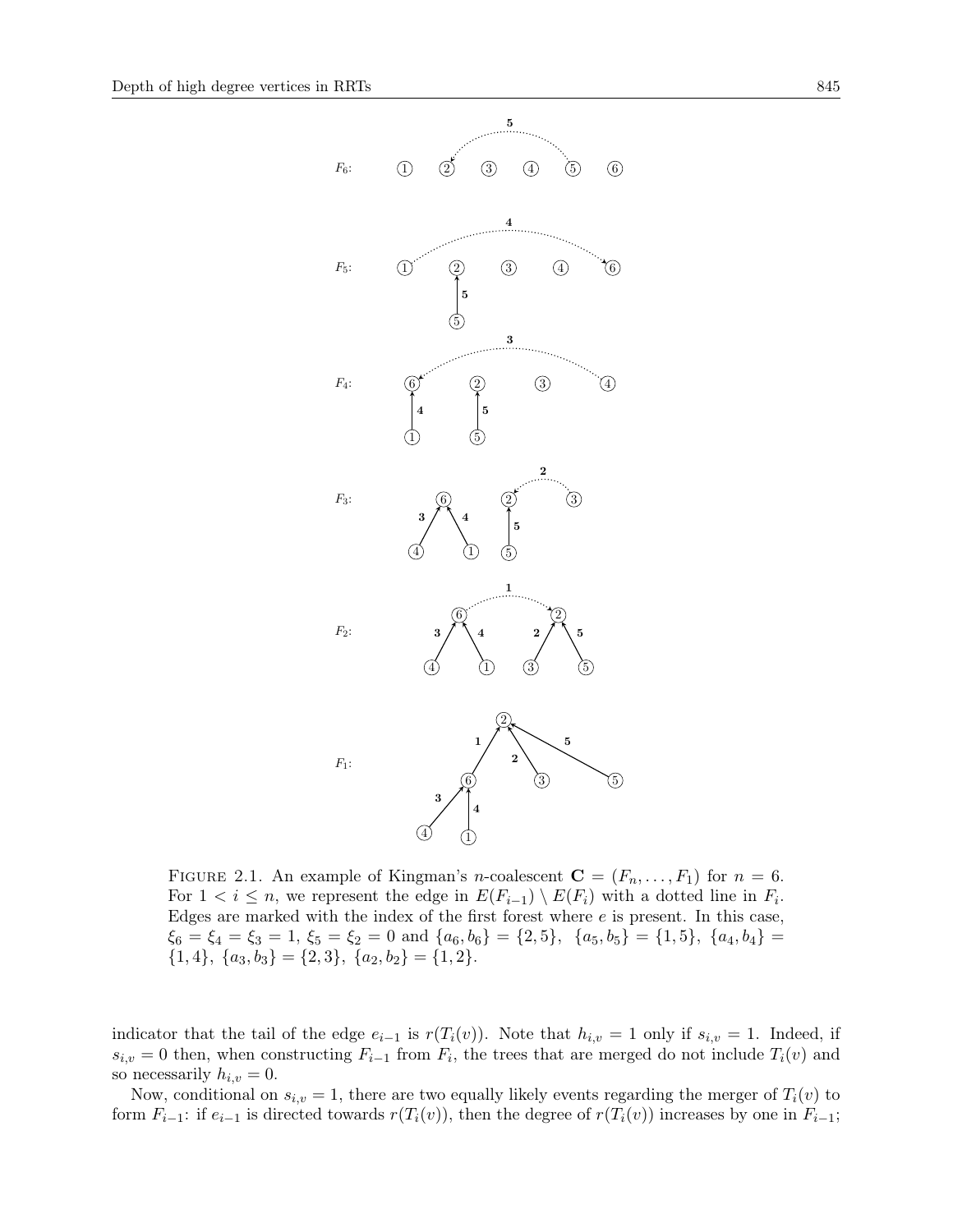$F_6$: 

$F_5$: 

$F_4$: 

$F_3$: 

$F_2$: 

$F_1$: 

FIGURE 2.1. An example of Kingman's $n$-coalescent $\mathbf{C} = (F_n, \ldots, F_1)$ for $n = 6$. For $1 < i \leq n$, we represent the edge in $E(F_{i-1}) \setminus E(F_i)$ with a dotted line in $F_i$. Edges are marked with the index of the first forest where $e$ is present. In this case, $\xi_6 = \xi_4 = \xi_3 = 1$, $\xi_5 = \xi_2 = 0$ and $\{a_6, b_6\} = \{2, 5\}$, $\{a_5, b_5\} = \{1, 5\}$, $\{a_4, b_4\} = \{1, 4\}$, $\{a_3, b_3\} = \{2, 3\}$, $\{a_2, b_2\} = \{1, 2\}$.

indicator that the tail of the edge $e_{i-1}$ is $r(T_i(v))$. Note that $h_{i,v} = 1$ only if $s_{i,v} = 1$. Indeed, if $s_{i,v} = 0$ then, when constructing $F_{i-1}$ from $F_i$, the trees that are merged do not include $T_i(v)$ and so necessarily $h_{i,v} = 0$.

Now, conditional on $s_{i,v} = 1$, there are two equally likely events regarding the merger of $T_i(v)$ to form $F_{i-1}$: if $e_{i-1}$ is directed towards $r(T_i(v))$, then the degree of $r(T_i(v))$ increases by one in $F_{i-1}$;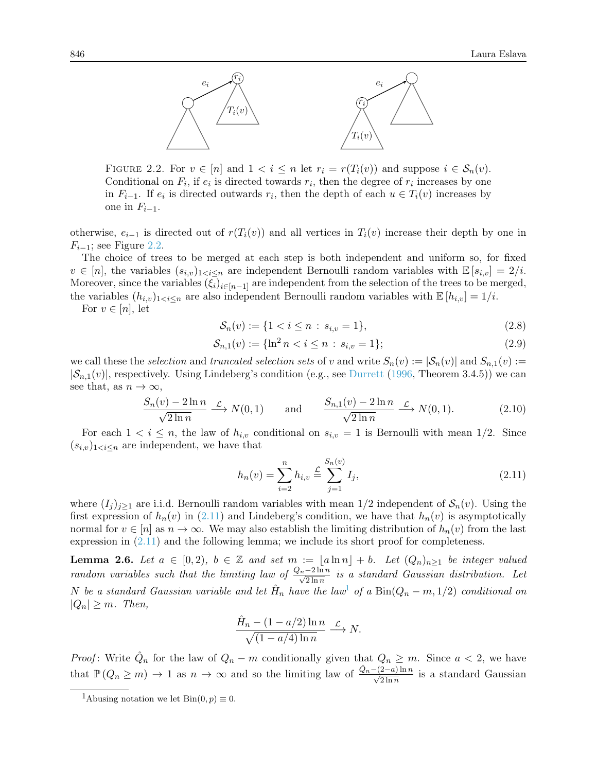FIGURE 2.2. For $v \in [n]$ and $1 < i \le n$ let $r_i = r(T_i(v))$ and suppose $i \in \mathcal{S}_n(v)$. Conditional on $F_i$, if $e_i$ is directed towards $r_i$, then the degree of $r_i$ increases by one in $F_{i-1}$. If $e_i$ is directed outwards $r_i$, then the depth of each $u \in T_i(v)$ increases by one in $F_{i-1}$.

otherwise, $e_{i-1}$ is directed out of $r(T_i(v))$ and all vertices in $T_i(v)$ increase their depth by one in $F_{i-1}$; see Figure 2.2.

The choice of trees to be merged at each step is both independent and uniform so, for fixed $v \in [n]$, the variables $(s_{i,v})_{1<i\le n}$ are independent Bernoulli random variables with $\mathbb{E}[s_{i,v}] = 2/i$. Moreover, since the variables $(\xi_i)_{i\in[n-1]}$ are independent from the selection of the trees to be merged, the variables $(h_{i,v})_{1<i\le n}$ are also independent Bernoulli random variables with $\mathbb{E}[h_{i,v}] = 1/i$.

For $v \in [n]$, let

$$\mathcal{S}_n(v) := \{1 < i \le n \,:\, s_{i,v} = 1\}, \tag{2.8}$$

$$\mathcal{S}_{n,1}(v) := \{\ln^2 n < i \le n \,:\, s_{i,v} = 1\}; \tag{2.9}$$

we call these the *selection* and *truncated selection sets* of $v$ and write $S_n(v) := |\mathcal{S}_n(v)|$ and $S_{n,1}(v) := |\mathcal{S}_{n,1}(v)|$, respectively. Using Lindeberg's condition (e.g., see Durrett (1996, Theorem 3.4.5)) we can see that, as $n \to \infty$,

$$\frac{S_n(v) - 2\ln n}{\sqrt{2\ln n}} \xrightarrow{\mathcal{L}} N(0,1) \qquad \text{and} \qquad \frac{S_{n,1}(v) - 2\ln n}{\sqrt{2\ln n}} \xrightarrow{\mathcal{L}} N(0,1). \tag{2.10}$$

For each $1 < i \le n$, the law of $h_{i,v}$ conditional on $s_{i,v} = 1$ is Bernoulli with mean $1/2$. Since $(s_{i,v})_{1<i\le n}$ are independent, we have that

$$h_n(v) = \sum_{i=2}^{n} h_{i,v} \stackrel{\mathcal{L}}{=} \sum_{j=1}^{S_n(v)} I_j, \tag{2.11}$$

where $(I_j)_{j\ge1}$ are i.i.d. Bernoulli random variables with mean $1/2$ independent of $\mathcal{S}_n(v)$. Using the first expression of $h_n(v)$ in (2.11) and Lindeberg's condition, we have that $h_n(v)$ is asymptotically normal for $v \in [n]$ as $n \to \infty$. We may also establish the limiting distribution of $h_n(v)$ from the last expression in (2.11) and the following lemma; we include its short proof for completeness.

**Lemma 2.6.** *Let $a \in [0,2)$, $b \in \mathbb{Z}$ and set $m := \lfloor a \ln n \rfloor + b$. Let $(Q_n)_{n\ge1}$ be integer valued random variables such that the limiting law of $\frac{Q_n - 2\ln n}{\sqrt{2\ln n}}$ is a standard Gaussian distribution. Let $N$ be a standard Gaussian variable and let $\hat{H}_n$ have the law*[1] *of a $\mathrm{Bin}(Q_n - m, 1/2)$ conditional on $|Q_n| \ge m$. Then,*

$$\frac{\hat{H}_n - (1 - a/2)\ln n}{\sqrt{(1 - a/4)\ln n}} \xrightarrow{\mathcal{L}} N.$$

*Proof*: Write $\hat{Q}_n$ for the law of $Q_n - m$ conditionally given that $Q_n \ge m$. Since $a < 2$, we have that $\mathbb{P}(Q_n \ge m) \to 1$ as $n \to \infty$ and so the limiting law of $\frac{\hat{Q}_n - (2-a)\ln n}{\sqrt{2\ln n}}$ is a standard Gaussian

[1] Abusing notation we let $\mathrm{Bin}(0, p) \equiv 0$.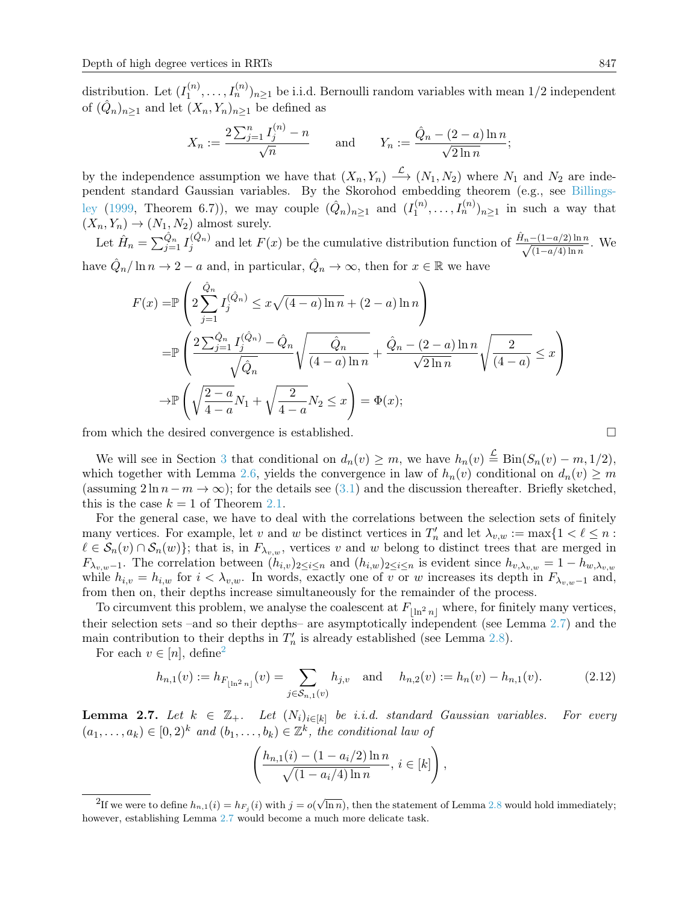distribution. Let $(I_1^{(n)}, \dots, I_n^{(n)})_{n\geq 1}$ be i.i.d. Bernoulli random variables with mean 1/2 independent of $(\hat{Q}_n)_{n\geq 1}$ and let $(X_n, Y_n)_{n\geq 1}$ be defined as

$$X_n := \frac{2\sum_{j=1}^n I_j^{(n)} - n}{\sqrt{n}} \qquad \text{and} \qquad Y_n := \frac{\hat{Q}_n - (2-a)\ln n}{\sqrt{2\ln n}};$$

by the independence assumption we have that $(X_n, Y_n) \xrightarrow{\mathcal{L}} (N_1, N_2)$ where $N_1$ and $N_2$ are independent standard Gaussian variables. By the Skorohod embedding theorem (e.g., see Billingsley (1999, Theorem 6.7)), we may couple $(\hat{Q}_n)_{n\geq 1}$ and $(I_1^{(n)}, \dots, I_n^{(n)})_{n\geq 1}$ in such a way that $(X_n, Y_n) \to (N_1, N_2)$ almost surely.

Let $\hat{H}_n = \sum_{j=1}^{\hat{Q}_n} I_j^{(\hat{Q}_n)}$ and let $F(x)$ be the cumulative distribution function of $\frac{\hat{H}_n - (1-a/2)\ln n}{\sqrt{(1-a/4)\ln n}}$. We have $\hat{Q}_n/\ln n \to 2-a$ and, in particular, $\hat{Q}_n \to \infty$, then for $x \in \mathbb{R}$ we have

$$\begin{aligned}
F(x) =& \mathbb{P}\left(2\sum_{j=1}^{\hat{Q}_n} I_j^{(\hat{Q}_n)} \leq x\sqrt{(4-a)\ln n} + (2-a)\ln n\right) \\
=& \mathbb{P}\left(\frac{2\sum_{j=1}^{\hat{Q}_n} I_j^{(\hat{Q}_n)} - \hat{Q}_n}{\sqrt{\hat{Q}_n}}\sqrt{\frac{\hat{Q}_n}{(4-a)\ln n}} + \frac{\hat{Q}_n - (2-a)\ln n}{\sqrt{2\ln n}}\sqrt{\frac{2}{(4-a)}} \leq x\right) \\
\to& \mathbb{P}\left(\sqrt{\frac{2-a}{4-a}}N_1 + \sqrt{\frac{2}{4-a}}N_2 \leq x\right) = \Phi(x);
\end{aligned}$$

from which the desired convergence is established. □

We will see in Section 3 that conditional on $d_n(v) \geq m$, we have $h_n(v) \stackrel{\mathcal{L}}{=} \mathrm{Bin}(S_n(v) - m, 1/2)$, which together with Lemma 2.6, yields the convergence in law of $h_n(v)$ conditional on $d_n(v) \geq m$ (assuming $2\ln n - m \to \infty$); for the details see (3.1) and the discussion thereafter. Briefly sketched, this is the case $k = 1$ of Theorem 2.1.

For the general case, we have to deal with the correlations between the selection sets of finitely many vertices. For example, let $v$ and $w$ be distinct vertices in $T'_n$ and let $\lambda_{v,w} := \max\{1 < \ell \leq n : \ell \in \mathcal{S}_n(v) \cap \mathcal{S}_n(w)\}$; that is, in $F_{\lambda_{v,w}}$, vertices $v$ and $w$ belong to distinct trees that are merged in $F_{\lambda_{v,w}-1}$. The correlation between $(h_{i,v})_{2\leq i\leq n}$ and $(h_{i,w})_{2\leq i\leq n}$ is evident since $h_{v,\lambda_{v,w}} = 1 - h_{w,\lambda_{v,w}}$ while $h_{i,v} = h_{i,w}$ for $i < \lambda_{v,w}$. In words, exactly one of $v$ or $w$ increases its depth in $F_{\lambda_{v,w}-1}$ and, from then on, their depths increase simultaneously for the remainder of the process.

To circumvent this problem, we analyse the coalescent at $F_{\lfloor \ln^2 n\rfloor}$ where, for finitely many vertices, their selection sets –and so their depths– are asymptotically independent (see Lemma 2.7) and the main contribution to their depths in $T'_n$ is already established (see Lemma 2.8).

For each $v \in [n]$, define[2]

$$h_{n,1}(v) := h_{F_{\lfloor \ln^2 n\rfloor}}(v) = \sum_{j\in\mathcal{S}_{n,1}(v)} h_{j,v} \quad \text{and} \quad h_{n,2}(v) := h_n(v) - h_{n,1}(v). \tag{2.12}$$

**Lemma 2.7.** *Let $k \in \mathbb{Z}_+$. Let $(N_i)_{i\in[k]}$ be i.i.d. standard Gaussian variables. For every $(a_1, \dots, a_k) \in [0,2)^k$ and $(b_1, \dots, b_k) \in \mathbb{Z}^k$, the conditional law of*

$$\left(\frac{h_{n,1}(i) - (1-a_i/2)\ln n}{\sqrt{(1-a_i/4)\ln n}},\, i \in [k]\right),$$

[2] If we were to define $h_{n,1}(i) = h_{F_j}(i)$ with $j = o(\sqrt{\ln n})$, then the statement of Lemma 2.8 would hold immediately; however, establishing Lemma 2.7 would become a much more delicate task.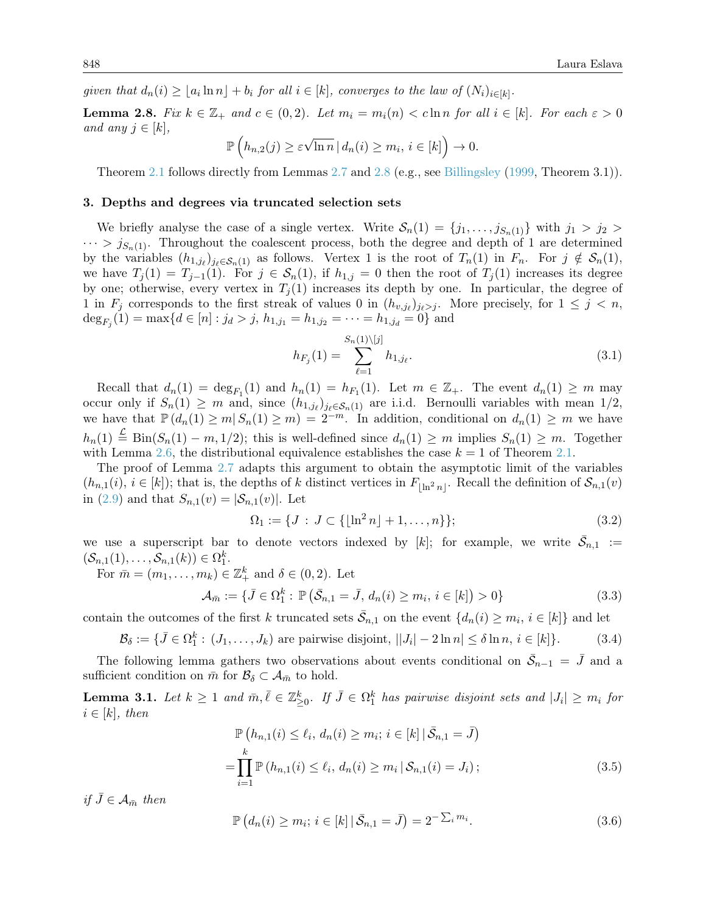*given that $d_n(i) \geq \lfloor a_i \ln n \rfloor + b_i$ for all $i \in [k]$, converges to the law of $(N_i)_{i\in[k]}$.*

**Lemma 2.8.** *Fix $k \in \mathbb{Z}_+$ and $c \in (0, 2)$. Let $m_i = m_i(n) < c \ln n$ for all $i \in [k]$. For each $\varepsilon > 0$ and any $j \in [k]$,*

$$\mathbb{P}\left(h_{n,2}(j) \geq \varepsilon\sqrt{\ln n} \,|\, d_n(i) \geq m_i,\, i \in [k]\right) \to 0.$$

Theorem 2.1 follows directly from Lemmas 2.7 and 2.8 (e.g., see Billingsley (1999, Theorem 3.1)).

## 3. Depths and degrees via truncated selection sets

We briefly analyse the case of a single vertex. Write $\mathcal{S}_n(1) = \{j_1, \ldots, j_{S_n(1)}\}$ with $j_1 > j_2 > \cdots > j_{S_n(1)}$. Throughout the coalescent process, both the degree and depth of 1 are determined by the variables $(h_{1,j_\ell})_{j_\ell \in \mathcal{S}_n(1)}$ as follows. Vertex 1 is the root of $T_n(1)$ in $F_n$. For $j \notin \mathcal{S}_n(1)$, we have $T_j(1) = T_{j-1}(1)$. For $j \in \mathcal{S}_n(1)$, if $h_{1,j} = 0$ then the root of $T_j(1)$ increases its degree by one; otherwise, every vertex in $T_j(1)$ increases its depth by one. In particular, the degree of 1 in $F_j$ corresponds to the first streak of values 0 in $(h_{v,j_\ell})_{j_\ell > j}$. More precisely, for $1 \leq j < n$, $\deg_{F_j}(1) = \max\{d \in [n] : j_d > j,\, h_{1,j_1} = h_{1,j_2} = \cdots = h_{1,j_d} = 0\}$ and

$$h_{F_j}(1) = \sum_{\ell=1}^{S_n(1)\setminus[j]} h_{1,j_\ell}. \tag{3.1}$$

Recall that $d_n(1) = \deg_{F_1}(1)$ and $h_n(1) = h_{F_1}(1)$. Let $m \in \mathbb{Z}_+$. The event $d_n(1) \geq m$ may occur only if $S_n(1) \geq m$ and, since $(h_{1,j_\ell})_{j_\ell \in \mathcal{S}_n(1)}$ are i.i.d. Bernoulli variables with mean 1/2, we have that $\mathbb{P}(d_n(1) \geq m |\, S_n(1) \geq m) = 2^{-m}$. In addition, conditional on $d_n(1) \geq m$ we have $h_n(1) \stackrel{\mathcal{L}}{=} \mathrm{Bin}(S_n(1) - m, 1/2)$; this is well-defined since $d_n(1) \geq m$ implies $S_n(1) \geq m$. Together with Lemma 2.6, the distributional equivalence establishes the case $k = 1$ of Theorem 2.1.

The proof of Lemma 2.7 adapts this argument to obtain the asymptotic limit of the variables $(h_{n,1}(i),\, i \in [k])$; that is, the depths of $k$ distinct vertices in $F_{\lfloor \ln^2 n \rfloor}$. Recall the definition of $\mathcal{S}_{n,1}(v)$ in (2.9) and that $S_{n,1}(v) = |\mathcal{S}_{n,1}(v)|$. Let

$$\Omega_1 := \{J \,:\, J \subset \{\lfloor \ln^2 n \rfloor + 1, \ldots, n\}\}; \tag{3.2}$$

we use a superscript bar to denote vectors indexed by $[k]$; for example, we write $\bar{\mathcal{S}}_{n,1} := (\mathcal{S}_{n,1}(1), \ldots, \mathcal{S}_{n,1}(k)) \in \Omega_1^k$.

For $\bar{m} = (m_1, \ldots, m_k) \in \mathbb{Z}_+^k$ and $\delta \in (0, 2)$. Let

$$\mathcal{A}_{\bar{m}} := \{\bar{J} \in \Omega_1^k \,:\, \mathbb{P}\left(\bar{\mathcal{S}}_{n,1} = \bar{J},\, d_n(i) \geq m_i,\, i \in [k]\right) > 0\} \tag{3.3}$$

contain the outcomes of the first $k$ truncated sets $\bar{\mathcal{S}}_{n,1}$ on the event $\{d_n(i) \geq m_i,\, i \in [k]\}$ and let

$$\mathcal{B}_\delta := \{\bar{J} \in \Omega_1^k \,:\, (J_1, \ldots, J_k) \text{ are pairwise disjoint, } ||J_i| - 2\ln n| \leq \delta \ln n,\, i \in [k]\}. \tag{3.4}$$

The following lemma gathers two observations about events conditional on $\bar{\mathcal{S}}_{n-1} = \bar{J}$ and a sufficient condition on $\bar{m}$ for $\mathcal{B}_\delta \subset \mathcal{A}_{\bar{m}}$ to hold.

**Lemma 3.1.** *Let $k \geq 1$ and $\bar{m}, \bar{\ell} \in \mathbb{Z}_{\geq 0}^k$. If $\bar{J} \in \Omega_1^k$ has pairwise disjoint sets and $|J_i| \geq m_i$ for $i \in [k]$, then*

$$\begin{aligned}
&\mathbb{P}\left(h_{n,1}(i) \leq \ell_i,\, d_n(i) \geq m_i;\, i \in [k] \,|\, \bar{\mathcal{S}}_{n,1} = \bar{J}\right) \\
=&\prod_{i=1}^k \mathbb{P}\left(h_{n,1}(i) \leq \ell_i,\, d_n(i) \geq m_i \,|\, \mathcal{S}_{n,1}(i) = J_i\right);
\end{aligned} \tag{3.5}$$

*if $\bar{J} \in \mathcal{A}_{\bar{m}}$ then*

$$\mathbb{P}\left(d_n(i) \geq m_i;\, i \in [k] \,|\, \bar{\mathcal{S}}_{n,1} = \bar{J}\right) = 2^{-\sum_i m_i}. \tag{3.6}$$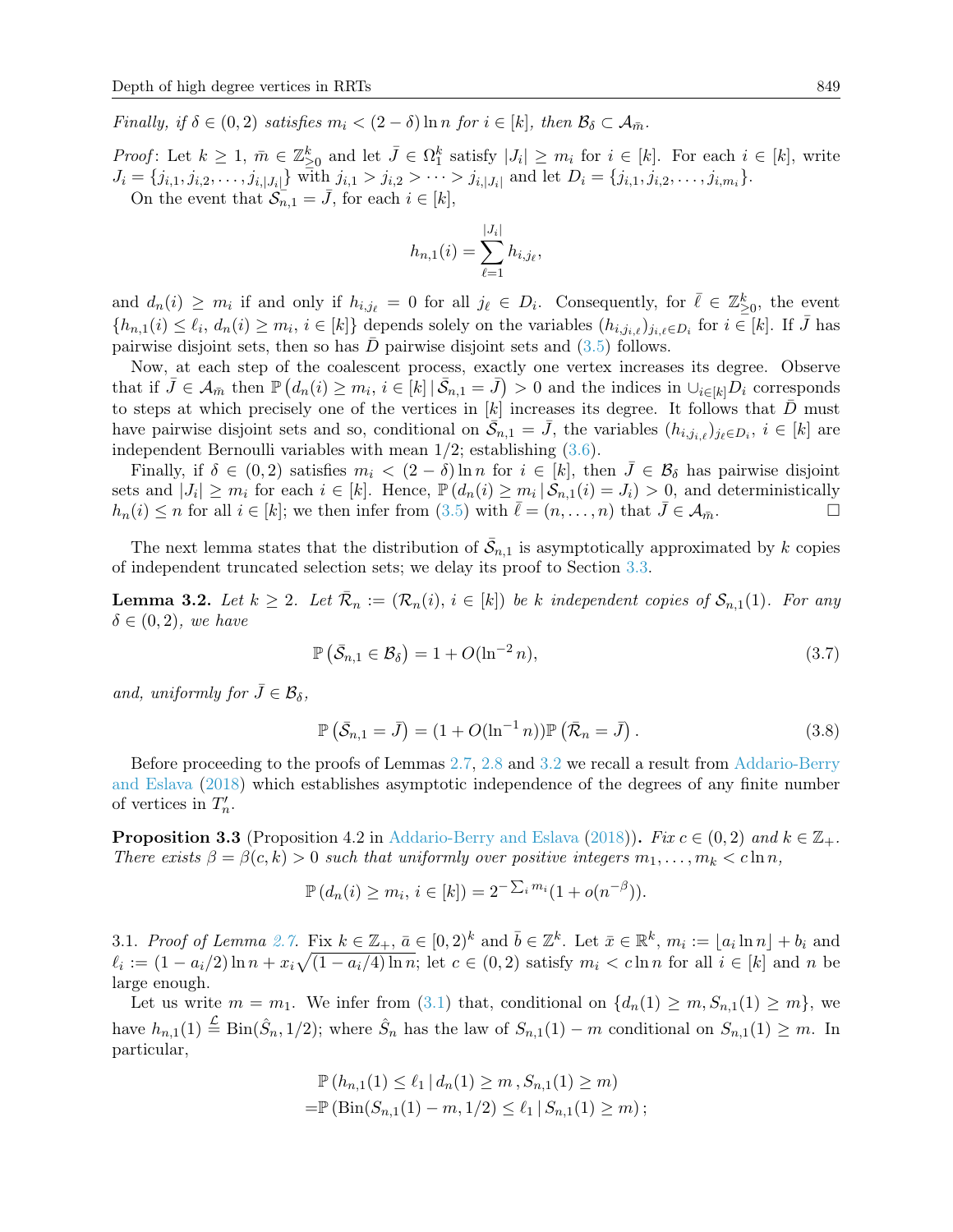*Finally, if $\delta \in (0,2)$ satisfies $m_i < (2-\delta)\ln n$ for $i \in [k]$, then $\mathcal{B}_\delta \subset \mathcal{A}_{\bar{m}}$.*

*Proof*: Let $k \geq 1$, $\bar{m} \in \mathbb{Z}_{\geq 0}^k$ and let $\bar{J} \in \Omega_1^k$ satisfy $|J_i| \geq m_i$ for $i \in [k]$. For each $i \in [k]$, write $J_i = \{j_{i,1}, j_{i,2}, \ldots, j_{i,|J_i|}\}$ with $j_{i,1} > j_{i,2} > \cdots > j_{i,|J_i|}$ and let $D_i = \{j_{i,1}, j_{i,2}, \ldots, j_{i,m_i}\}$.

On the event that $\bar{\mathcal{S}}_{n,1} = \bar{J}$, for each $i \in [k]$,

$$h_{n,1}(i) = \sum_{\ell=1}^{|J_i|} h_{i,j_\ell},$$

and $d_n(i) \geq m_i$ if and only if $h_{i,j_\ell} = 0$ for all $j_\ell \in D_i$. Consequently, for $\bar{\ell} \in \mathbb{Z}_{\geq 0}^k$, the event $\{h_{n,1}(i) \leq \ell_i, d_n(i) \geq m_i, i \in [k]\}$ depends solely on the variables $(h_{i,j_{i,\ell}})_{j_{i,\ell} \in D_i}$ for $i \in [k]$. If $\bar{J}$ has pairwise disjoint sets, then so has $\bar{D}$ pairwise disjoint sets and (3.5) follows.

Now, at each step of the coalescent process, exactly one vertex increases its degree. Observe that if $\bar{J} \in \mathcal{A}_{\bar{m}}$ then $\mathbb{P}\left(d_n(i) \geq m_i, i \in [k] \,|\, \bar{\mathcal{S}}_{n,1} = \bar{J}\right) > 0$ and the indices in $\cup_{i\in[k]} D_i$ corresponds to steps at which precisely one of the vertices in $[k]$ increases its degree. It follows that $\bar{D}$ must have pairwise disjoint sets and so, conditional on $\bar{\mathcal{S}}_{n,1} = \bar{J}$, the variables $(h_{i,j_{i,\ell}})_{j_\ell \in D_i}$, $i \in [k]$ are independent Bernoulli variables with mean $1/2$; establishing (3.6).

Finally, if $\delta \in (0,2)$ satisfies $m_i < (2-\delta)\ln n$ for $i \in [k]$, then $\bar{J} \in \mathcal{B}_\delta$ has pairwise disjoint sets and $|J_i| \geq m_i$ for each $i \in [k]$. Hence, $\mathbb{P}\left(d_n(i) \geq m_i \,|\, \mathcal{S}_{n,1}(i) = J_i\right) > 0$, and deterministically $h_n(i) \leq n$ for all $i \in [k]$; we then infer from (3.5) with $\bar{\ell} = (n, \ldots, n)$ that $\bar{J} \in \mathcal{A}_{\bar{m}}$. □

The next lemma states that the distribution of $\bar{\mathcal{S}}_{n,1}$ is asymptotically approximated by $k$ copies of independent truncated selection sets; we delay its proof to Section 3.3.

**Lemma 3.2.** *Let $k \geq 2$. Let $\bar{\mathcal{R}}_n := (\mathcal{R}_n(i), i \in [k])$ be $k$ independent copies of $\mathcal{S}_{n,1}(1)$. For any $\delta \in (0,2)$, we have*

$$\mathbb{P}\left(\bar{\mathcal{S}}_{n,1} \in \mathcal{B}_\delta\right) = 1 + O(\ln^{-2} n), \tag{3.7}$$

*and, uniformly for $\bar{J} \in \mathcal{B}_\delta$,*

$$\mathbb{P}\left(\bar{\mathcal{S}}_{n,1} = \bar{J}\right) = (1 + O(\ln^{-1} n))\mathbb{P}\left(\bar{\mathcal{R}}_n = \bar{J}\right). \tag{3.8}$$

Before proceeding to the proofs of Lemmas 2.7, 2.8 and 3.2 we recall a result from Addario-Berry and Eslava (2018) which establishes asymptotic independence of the degrees of any finite number of vertices in $T_n'$.

**Proposition 3.3** (Proposition 4.2 in Addario-Berry and Eslava (2018))**.** *Fix $c \in (0,2)$ and $k \in \mathbb{Z}_+$. There exists $\beta = \beta(c,k) > 0$ such that uniformly over positive integers $m_1, \ldots, m_k < c \ln n$,*

$$\mathbb{P}\left(d_n(i) \geq m_i, i \in [k]\right) = 2^{-\sum_i m_i}(1 + o(n^{-\beta})).$$

3.1. *Proof of Lemma 2.7.* Fix $k \in \mathbb{Z}_+$, $\bar{a} \in [0,2)^k$ and $\bar{b} \in \mathbb{Z}^k$. Let $\bar{x} \in \mathbb{R}^k$, $m_i := \lfloor a_i \ln n \rfloor + b_i$ and $\ell_i := (1 - a_i/2)\ln n + x_i\sqrt{(1 - a_i/4)\ln n}$; let $c \in (0,2)$ satisfy $m_i < c \ln n$ for all $i \in [k]$ and $n$ be large enough.

Let us write $m = m_1$. We infer from (3.1) that, conditional on $\{d_n(1) \geq m, S_{n,1}(1) \geq m\}$, we have $h_{n,1}(1) \stackrel{\mathcal{L}}{=} \text{Bin}(\hat{S}_n, 1/2)$; where $\hat{S}_n$ has the law of $S_{n,1}(1) - m$ conditional on $S_{n,1}(1) \geq m$. In particular,

$$\begin{aligned}
&\mathbb{P}\left(h_{n,1}(1) \leq \ell_1 \,|\, d_n(1) \geq m\,, S_{n,1}(1) \geq m\right) \\
=&\mathbb{P}\left(\text{Bin}(S_{n,1}(1) - m, 1/2) \leq \ell_1 \,|\, S_{n,1}(1) \geq m\right);
\end{aligned}$$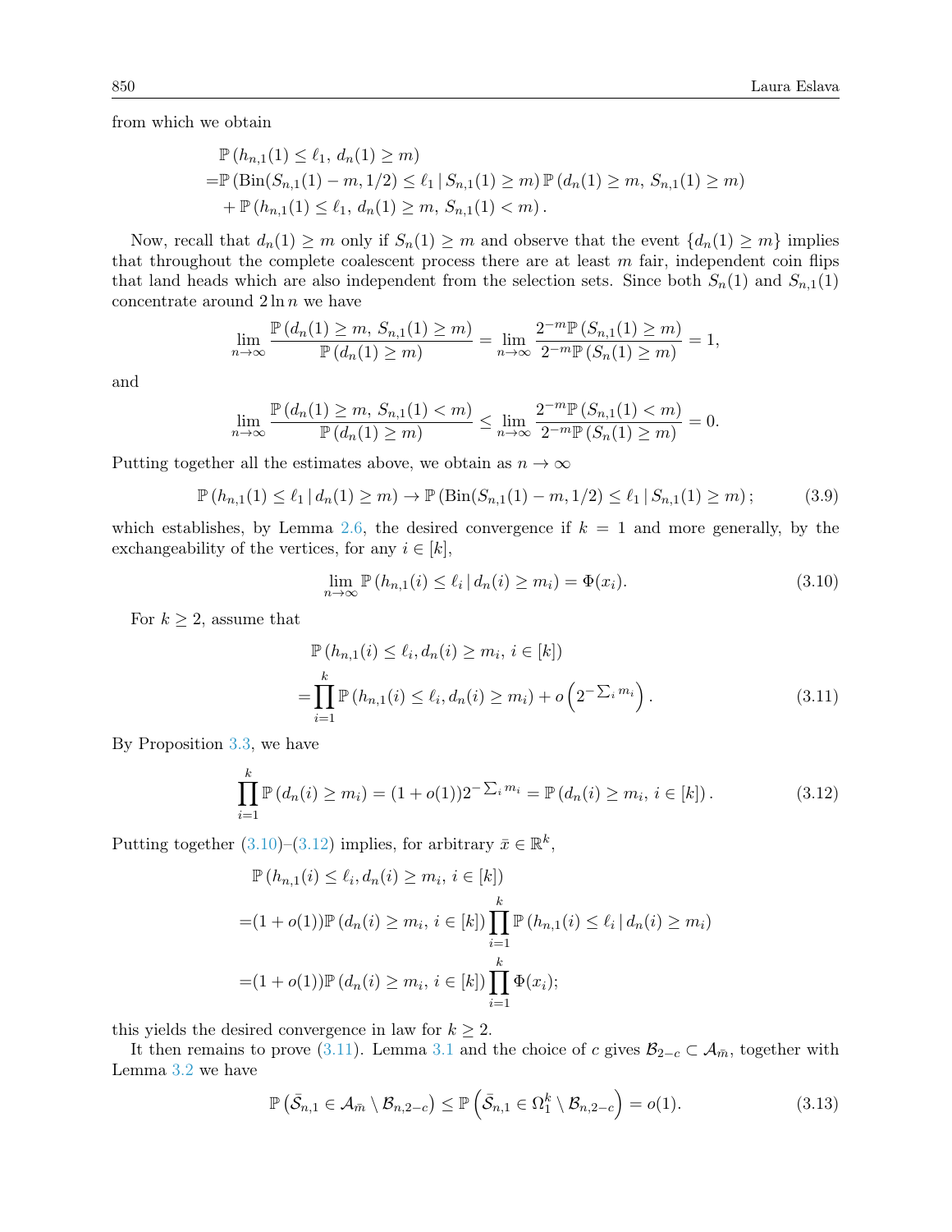from which we obtain

$$
\begin{aligned}
&\mathbb{P}\left(h_{n,1}(1) \leq \ell_1,\, d_n(1) \geq m\right) \\
=&\mathbb{P}\left(\mathrm{Bin}(S_{n,1}(1) - m, 1/2) \leq \ell_1 \,|\, S_{n,1}(1) \geq m\right) \mathbb{P}\left(d_n(1) \geq m,\, S_{n,1}(1) \geq m\right) \\
&+ \mathbb{P}\left(h_{n,1}(1) \leq \ell_1,\, d_n(1) \geq m,\, S_{n,1}(1) < m\right).
\end{aligned}
$$

Now, recall that $d_n(1) \geq m$ only if $S_n(1) \geq m$ and observe that the event $\{d_n(1) \geq m\}$ implies that throughout the complete coalescent process there are at least $m$ fair, independent coin flips that land heads which are also independent from the selection sets. Since both $S_n(1)$ and $S_{n,1}(1)$ concentrate around $2 \ln n$ we have

$$
\lim_{n\to\infty} \frac{\mathbb{P}\left(d_n(1) \geq m,\, S_{n,1}(1) \geq m\right)}{\mathbb{P}\left(d_n(1) \geq m\right)} = \lim_{n\to\infty} \frac{2^{-m}\mathbb{P}\left(S_{n,1}(1) \geq m\right)}{2^{-m}\mathbb{P}\left(S_n(1) \geq m\right)} = 1,
$$

and

$$
\lim_{n\to\infty} \frac{\mathbb{P}\left(d_n(1) \geq m,\, S_{n,1}(1) < m\right)}{\mathbb{P}\left(d_n(1) \geq m\right)} \leq \lim_{n\to\infty} \frac{2^{-m}\mathbb{P}\left(S_{n,1}(1) < m\right)}{2^{-m}\mathbb{P}\left(S_n(1) \geq m\right)} = 0.
$$

Putting together all the estimates above, we obtain as $n \to \infty$

$$
\mathbb{P}\left(h_{n,1}(1) \leq \ell_1 \,|\, d_n(1) \geq m\right) \to \mathbb{P}\left(\mathrm{Bin}(S_{n,1}(1) - m, 1/2) \leq \ell_1 \,|\, S_{n,1}(1) \geq m\right); \tag{3.9}
$$

which establishes, by Lemma 2.6, the desired convergence if $k = 1$ and more generally, by the exchangeability of the vertices, for any $i \in [k]$,

$$
\lim_{n\to\infty} \mathbb{P}\left(h_{n,1}(i) \leq \ell_i \,|\, d_n(i) \geq m_i\right) = \Phi(x_i). \tag{3.10}
$$

For $k \geq 2$, assume that

$$
\begin{aligned}
&\mathbb{P}\left(h_{n,1}(i) \leq \ell_i, d_n(i) \geq m_i,\, i \in [k]\right) \\
=&\prod_{i=1}^{k} \mathbb{P}\left(h_{n,1}(i) \leq \ell_i, d_n(i) \geq m_i\right) + o\left(2^{-\sum_i m_i}\right).
\end{aligned} \tag{3.11}
$$

By Proposition 3.3, we have

$$
\prod_{i=1}^{k} \mathbb{P}\left(d_n(i) \geq m_i\right) = (1 + o(1))2^{-\sum_i m_i} = \mathbb{P}\left(d_n(i) \geq m_i,\, i \in [k]\right). \tag{3.12}
$$

Putting together (3.10)–(3.12) implies, for arbitrary $\bar{x} \in \mathbb{R}^k$,

$$
\begin{aligned}
&\mathbb{P}\left(h_{n,1}(i) \leq \ell_i, d_n(i) \geq m_i,\, i \in [k]\right) \\
=&(1 + o(1))\mathbb{P}\left(d_n(i) \geq m_i,\, i \in [k]\right) \prod_{i=1}^{k} \mathbb{P}\left(h_{n,1}(i) \leq \ell_i \,|\, d_n(i) \geq m_i\right) \\
=&(1 + o(1))\mathbb{P}\left(d_n(i) \geq m_i,\, i \in [k]\right) \prod_{i=1}^{k} \Phi(x_i);
\end{aligned}
$$

this yields the desired convergence in law for $k \geq 2$.

It then remains to prove (3.11). Lemma 3.1 and the choice of $c$ gives $\mathcal{B}_{2-c} \subset \mathcal{A}_{\bar{m}}$, together with Lemma 3.2 we have

$$
\mathbb{P}\left(\bar{\mathcal{S}}_{n,1} \in \mathcal{A}_{\bar{m}} \setminus \mathcal{B}_{n,2-c}\right) \leq \mathbb{P}\left(\bar{\mathcal{S}}_{n,1} \in \Omega_1^k \setminus \mathcal{B}_{n,2-c}\right) = o(1). \tag{3.13}
$$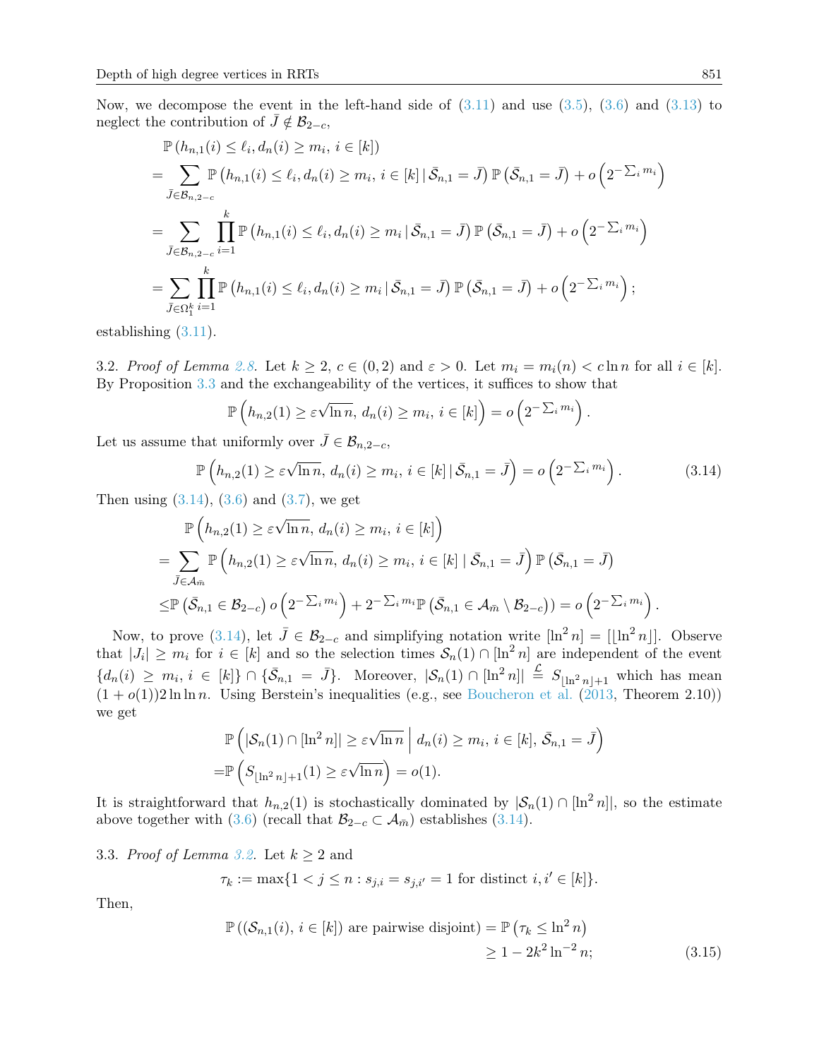Now, we decompose the event in the left-hand side of (3.11) and use (3.5), (3.6) and (3.13) to neglect the contribution of $\bar{J} \notin \mathcal{B}_{2-c}$,

$$
\begin{aligned}
&\mathbb{P}\left(h_{n,1}(i) \leq \ell_i, d_n(i) \geq m_i,\, i \in [k]\right) \\
&= \sum_{\bar{J} \in \mathcal{B}_{n,2-c}} \mathbb{P}\left(h_{n,1}(i) \leq \ell_i, d_n(i) \geq m_i,\, i \in [k] \,|\, \bar{\mathcal{S}}_{n,1} = \bar{J}\right) \mathbb{P}\left(\bar{\mathcal{S}}_{n,1} = \bar{J}\right) + o\left(2^{-\sum_i m_i}\right) \\
&= \sum_{\bar{J} \in \mathcal{B}_{n,2-c}} \prod_{i=1}^{k} \mathbb{P}\left(h_{n,1}(i) \leq \ell_i, d_n(i) \geq m_i \,|\, \bar{\mathcal{S}}_{n,1} = \bar{J}\right) \mathbb{P}\left(\bar{\mathcal{S}}_{n,1} = \bar{J}\right) + o\left(2^{-\sum_i m_i}\right) \\
&= \sum_{\bar{J} \in \Omega_1^k} \prod_{i=1}^{k} \mathbb{P}\left(h_{n,1}(i) \leq \ell_i, d_n(i) \geq m_i \,|\, \bar{\mathcal{S}}_{n,1} = \bar{J}\right) \mathbb{P}\left(\bar{\mathcal{S}}_{n,1} = \bar{J}\right) + o\left(2^{-\sum_i m_i}\right);
\end{aligned}
$$

establishing (3.11).

3.2. *Proof of Lemma 2.8.* Let $k \geq 2$, $c \in (0, 2)$ and $\varepsilon > 0$. Let $m_i = m_i(n) < c \ln n$ for all $i \in [k]$. By Proposition 3.3 and the exchangeability of the vertices, it suffices to show that

$$
\mathbb{P}\left(h_{n,2}(1) \geq \varepsilon\sqrt{\ln n},\, d_n(i) \geq m_i,\, i \in [k]\right) = o\left(2^{-\sum_i m_i}\right).
$$

Let us assume that uniformly over $\bar{J} \in \mathcal{B}_{n,2-c}$,

$$
\mathbb{P}\left(h_{n,2}(1) \geq \varepsilon\sqrt{\ln n},\, d_n(i) \geq m_i,\, i \in [k] \,|\, \bar{\mathcal{S}}_{n,1} = \bar{J}\right) = o\left(2^{-\sum_i m_i}\right). \tag{3.14}
$$

Then using (3.14), (3.6) and (3.7), we get

$$
\begin{aligned}
&\mathbb{P}\left(h_{n,2}(1) \geq \varepsilon\sqrt{\ln n},\, d_n(i) \geq m_i,\, i \in [k]\right) \\
&= \sum_{\bar{J} \in \mathcal{A}_{\bar{m}}} \mathbb{P}\left(h_{n,2}(1) \geq \varepsilon\sqrt{\ln n},\, d_n(i) \geq m_i,\, i \in [k] \mid \bar{\mathcal{S}}_{n,1} = \bar{J}\right) \mathbb{P}\left(\bar{\mathcal{S}}_{n,1} = \bar{J}\right) \\
&\leq \mathbb{P}\left(\bar{\mathcal{S}}_{n,1} \in \mathcal{B}_{2-c}\right) o\left(2^{-\sum_i m_i}\right) + 2^{-\sum_i m_i} \mathbb{P}\left(\bar{\mathcal{S}}_{n,1} \in \mathcal{A}_{\bar{m}} \setminus \mathcal{B}_{2-c}\right)) = o\left(2^{-\sum_i m_i}\right).
\end{aligned}
$$

Now, to prove (3.14), let $\bar{J} \in \mathcal{B}_{2-c}$ and simplifying notation write $[\ln^2 n] = [\lfloor \ln^2 n \rfloor]$. Observe that $|J_i| \geq m_i$ for $i \in [k]$ and so the selection times $\mathcal{S}_n(1) \cap [\ln^2 n]$ are independent of the event $\{d_n(i) \geq m_i,\, i \in [k]\} \cap \{\bar{\mathcal{S}}_{n,1} = \bar{J}\}$. Moreover, $|\mathcal{S}_n(1) \cap [\ln^2 n]| \stackrel{\mathcal{L}}{=} S_{\lfloor \ln^2 n \rfloor + 1}$ which has mean $(1 + o(1))2 \ln \ln n$. Using Berstein's inequalities (e.g., see Boucheron et al. (2013, Theorem 2.10)) we get

$$
\begin{aligned}
&\mathbb{P}\left(|\mathcal{S}_n(1) \cap [\ln^2 n]| \geq \varepsilon\sqrt{\ln n} \,\middle|\, d_n(i) \geq m_i,\, i \in [k],\, \bar{\mathcal{S}}_{n,1} = \bar{J}\right) \\
&= \mathbb{P}\left(S_{\lfloor \ln^2 n \rfloor + 1}(1) \geq \varepsilon\sqrt{\ln n}\right) = o(1).
\end{aligned}
$$

It is straightforward that $h_{n,2}(1)$ is stochastically dominated by $|\mathcal{S}_n(1) \cap [\ln^2 n]|$, so the estimate above together with (3.6) (recall that $\mathcal{B}_{2-c} \subset \mathcal{A}_{\bar{m}}$) establishes (3.14).

3.3. *Proof of Lemma 3.2.* Let $k \geq 2$ and

$$
\tau_k := \max\{1 < j \leq n : s_{j,i} = s_{j,i'} = 1 \text{ for distinct } i, i' \in [k]\}.
$$

Then,

$$
\begin{aligned}
\mathbb{P}\left((\mathcal{S}_{n,1}(i),\, i \in [k]) \text{ are pairwise disjoint}\right) &= \mathbb{P}\left(\tau_k \leq \ln^2 n\right) \\
&\geq 1 - 2k^2 \ln^{-2} n;
\end{aligned} \tag{3.15}
$$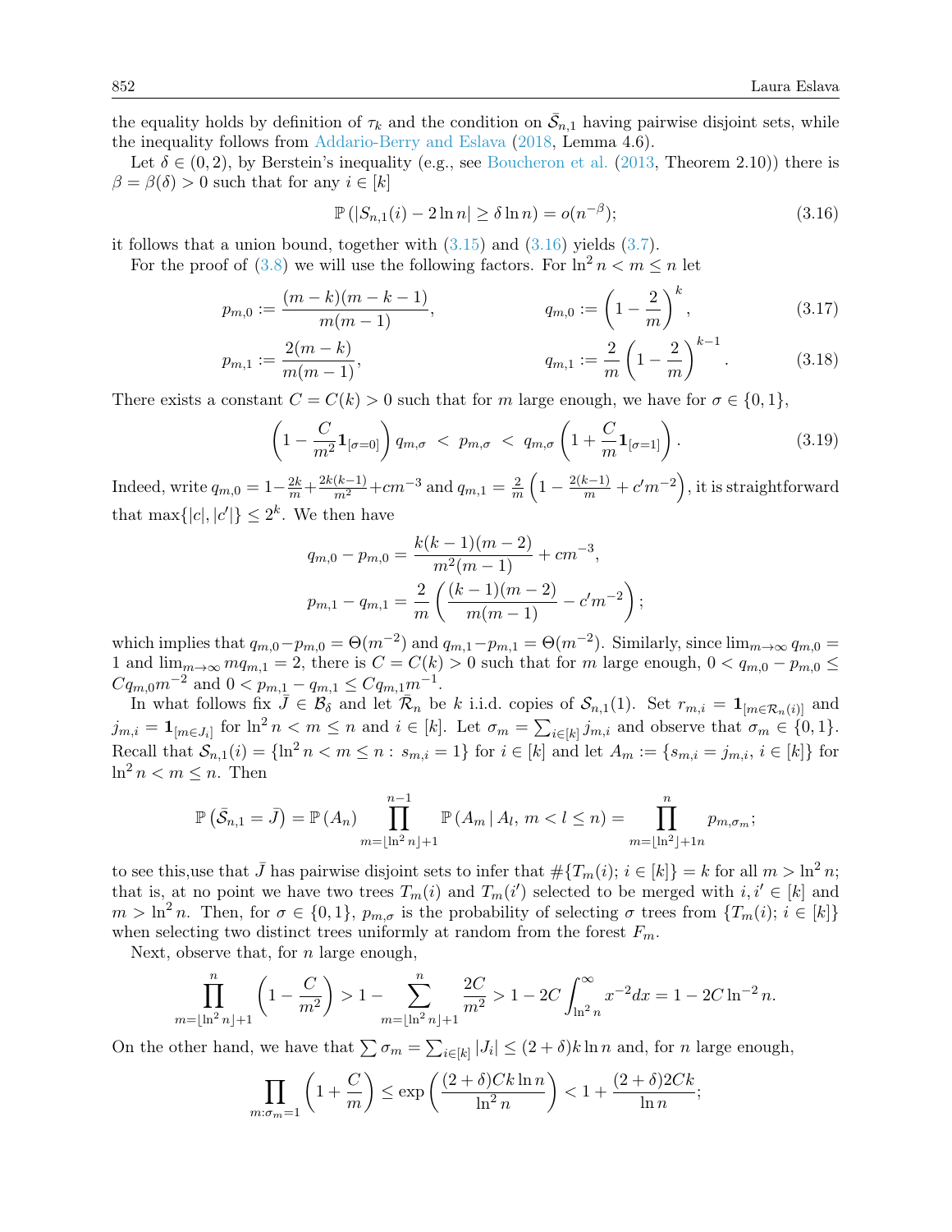the equality holds by definition of $\tau_k$ and the condition on $\bar{\mathcal{S}}_{n,1}$ having pairwise disjoint sets, while the inequality follows from Addario-Berry and Eslava (2018, Lemma 4.6).

Let $\delta \in (0,2)$, by Berstein's inequality (e.g., see Boucheron et al. (2013, Theorem 2.10)) there is $\beta = \beta(\delta) > 0$ such that for any $i \in [k]$

$$\mathbb{P}\left(|S_{n,1}(i) - 2\ln n| \geq \delta \ln n\right) = o(n^{-\beta}); \tag{3.16}$$

it follows that a union bound, together with (3.15) and (3.16) yields (3.7).

For the proof of (3.8) we will use the following factors. For $\ln^2 n < m \leq n$ let

$$p_{m,0} := \frac{(m-k)(m-k-1)}{m(m-1)}, \qquad q_{m,0} := \left(1 - \frac{2}{m}\right)^k, \tag{3.17}$$

$$p_{m,1} := \frac{2(m-k)}{m(m-1)}, \qquad q_{m,1} := \frac{2}{m}\left(1 - \frac{2}{m}\right)^{k-1}. \tag{3.18}$$

There exists a constant $C = C(k) > 0$ such that for $m$ large enough, we have for $\sigma \in \{0,1\}$,

$$\left(1 - \frac{C}{m^2}\mathbf{1}_{[\sigma=0]}\right) q_{m,\sigma} \ < \ p_{m,\sigma} \ < \ q_{m,\sigma}\left(1 + \frac{C}{m}\mathbf{1}_{[\sigma=1]}\right). \tag{3.19}$$

Indeed, write $q_{m,0} = 1 - \frac{2k}{m} + \frac{2k(k-1)}{m^2} + cm^{-3}$ and $q_{m,1} = \frac{2}{m}\left(1 - \frac{2(k-1)}{m} + c'm^{-2}\right)$, it is straightforward that $\max\{|c|,|c'|\} \leq 2^k$. We then have

$$q_{m,0} - p_{m,0} = \frac{k(k-1)(m-2)}{m^2(m-1)} + cm^{-3},$$

$$p_{m,1} - q_{m,1} = \frac{2}{m}\left(\frac{(k-1)(m-2)}{m(m-1)} - c'm^{-2}\right);$$

which implies that $q_{m,0} - p_{m,0} = \Theta(m^{-2})$ and $q_{m,1} - p_{m,1} = \Theta(m^{-2})$. Similarly, since $\lim_{m\to\infty} q_{m,0} = 1$ and $\lim_{m\to\infty} mq_{m,1} = 2$, there is $C = C(k) > 0$ such that for $m$ large enough, $0 < q_{m,0} - p_{m,0} \leq Cq_{m,0}m^{-2}$ and $0 < p_{m,1} - q_{m,1} \leq Cq_{m,1}m^{-1}$.

In what follows fix $\bar{J} \in \mathcal{B}_\delta$ and let $\bar{\mathcal{R}}_n$ be $k$ i.i.d. copies of $\mathcal{S}_{n,1}(1)$. Set $r_{m,i} = \mathbf{1}_{[m \in \mathcal{R}_n(i)]}$ and $j_{m,i} = \mathbf{1}_{[m \in J_i]}$ for $\ln^2 n < m \leq n$ and $i \in [k]$. Let $\sigma_m = \sum_{i\in[k]} j_{m,i}$ and observe that $\sigma_m \in \{0,1\}$. Recall that $\mathcal{S}_{n,1}(i) = \{\ln^2 n < m \leq n : s_{m,i} = 1\}$ for $i \in [k]$ and let $A_m := \{s_{m,i} = j_{m,i}, i \in [k]\}$ for $\ln^2 n < m \leq n$. Then

$$\mathbb{P}\left(\bar{\mathcal{S}}_{n,1} = \bar{J}\right) = \mathbb{P}(A_n) \prod_{m=\lfloor \ln^2 n\rfloor+1}^{n-1} \mathbb{P}\left(A_m \,|\, A_l,\, m < l \leq n\right) = \prod_{m=\lfloor \ln^2\rfloor+1n}^{n} p_{m,\sigma_m};$$

to see this,use that $\bar{J}$ has pairwise disjoint sets to infer that $\#\{T_m(i); i \in [k]\} = k$ for all $m > \ln^2 n$; that is, at no point we have two trees $T_m(i)$ and $T_m(i')$ selected to be merged with $i, i' \in [k]$ and $m > \ln^2 n$. Then, for $\sigma \in \{0,1\}$, $p_{m,\sigma}$ is the probability of selecting $\sigma$ trees from $\{T_m(i); i \in [k]\}$ when selecting two distinct trees uniformly at random from the forest $F_m$.

Next, observe that, for $n$ large enough,

$$\prod_{m=\lfloor \ln^2 n\rfloor+1}^{n}\left(1 - \frac{C}{m^2}\right) > 1 - \sum_{m=\lfloor \ln^2 n\rfloor+1}^{n} \frac{2C}{m^2} > 1 - 2C\int_{\ln^2 n}^{\infty} x^{-2}dx = 1 - 2C\ln^{-2} n.$$

On the other hand, we have that $\sum \sigma_m = \sum_{i\in[k]} |J_i| \leq (2+\delta)k\ln n$ and, for $n$ large enough,

$$\prod_{m:\sigma_m=1}\left(1 + \frac{C}{m}\right) \leq \exp\left(\frac{(2+\delta)Ck\ln n}{\ln^2 n}\right) < 1 + \frac{(2+\delta)2Ck}{\ln n};$$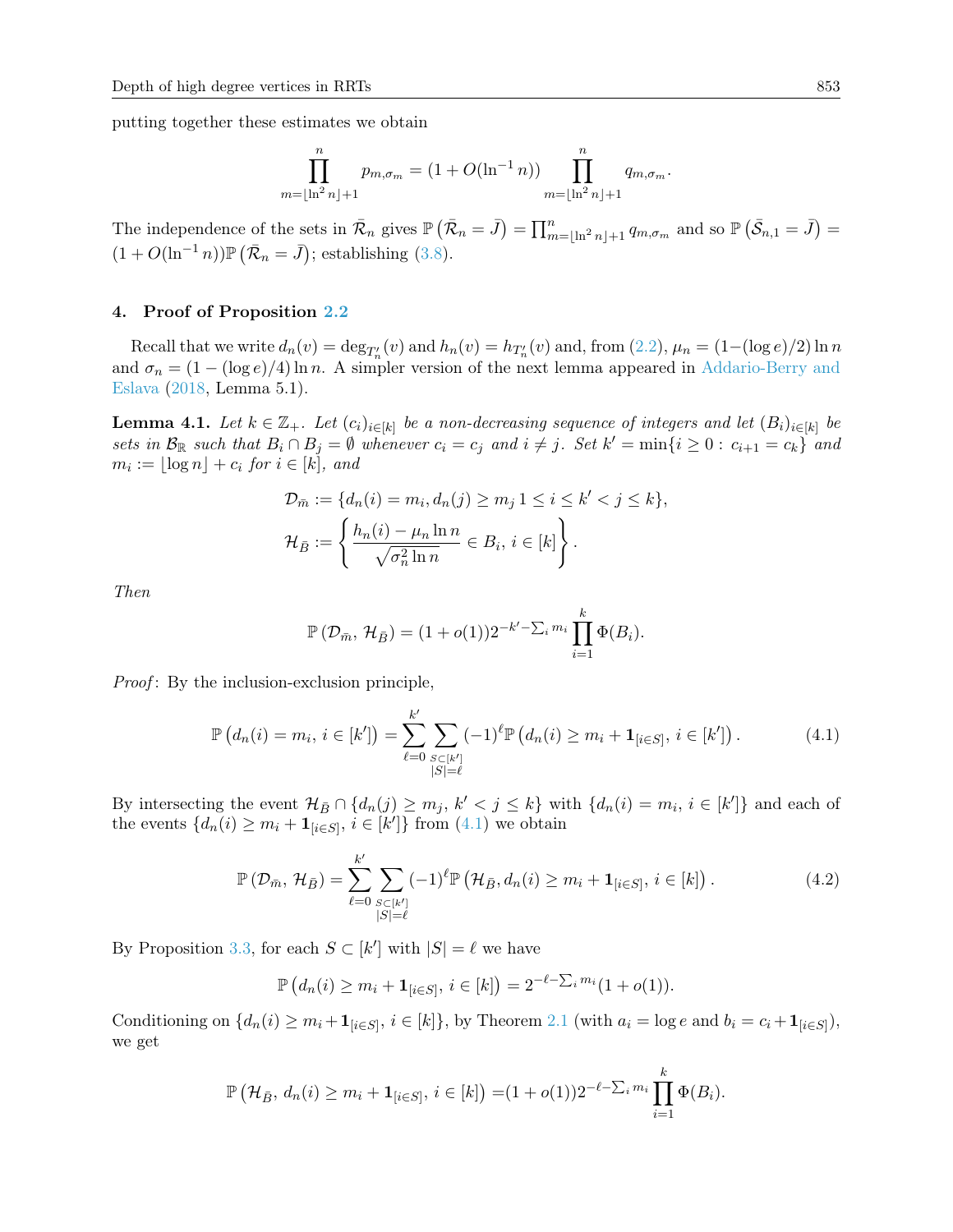putting together these estimates we obtain

$$\prod_{m=\lfloor \ln^2 n \rfloor+1}^{n} p_{m,\sigma_m} = (1+O(\ln^{-1} n)) \prod_{m=\lfloor \ln^2 n \rfloor+1}^{n} q_{m,\sigma_m}.$$

The independence of the sets in $\bar{\mathcal{R}}_n$ gives $\mathbb{P}\left(\bar{\mathcal{R}}_n = \bar{J}\right) = \prod_{m=\lfloor \ln^2 n \rfloor+1}^{n} q_{m,\sigma_m}$ and so $\mathbb{P}\left(\bar{\mathcal{S}}_{n,1} = \bar{J}\right) = (1+O(\ln^{-1} n))\mathbb{P}\left(\bar{\mathcal{R}}_n = \bar{J}\right)$; establishing (3.8).

## 4. Proof of Proposition 2.2

Recall that we write $d_n(v) = \deg_{T_n'}(v)$ and $h_n(v) = h_{T_n'}(v)$ and, from (2.2), $\mu_n = (1-(\log e)/2)\ln n$ and $\sigma_n = (1-(\log e)/4)\ln n$. A simpler version of the next lemma appeared in Addario-Berry and Eslava (2018, Lemma 5.1).

**Lemma 4.1.** *Let $k \in \mathbb{Z}_+$. Let $(c_i)_{i\in[k]}$ be a non-decreasing sequence of integers and let $(B_i)_{i\in[k]}$ be sets in $\mathcal{B}_{\mathbb{R}}$ such that $B_i \cap B_j = \emptyset$ whenever $c_i = c_j$ and $i \neq j$. Set $k' = \min\{i \geq 0 : c_{i+1} = c_k\}$ and $m_i := \lfloor \log n \rfloor + c_i$ for $i \in [k]$, and*

$$\mathcal{D}_{\bar{m}} := \{d_n(i) = m_i, d_n(j) \geq m_j \; 1 \leq i \leq k' < j \leq k\},$$

$$\mathcal{H}_{\bar{B}} := \left\{ \frac{h_n(i) - \mu_n \ln n}{\sqrt{\sigma_n^2 \ln n}} \in B_i, \; i \in [k] \right\}.$$

*Then*

$$\mathbb{P}\left(\mathcal{D}_{\bar{m}}, \mathcal{H}_{\bar{B}}\right) = (1+o(1))2^{-k'-\sum_i m_i} \prod_{i=1}^{k} \Phi(B_i).$$

*Proof*: By the inclusion-exclusion principle,

$$\mathbb{P}\left(d_n(i) = m_i, \; i \in [k']\right) = \sum_{\ell=0}^{k'} \sum_{\substack{S \subset [k'] \\ |S|=\ell}} (-1)^{\ell} \mathbb{P}\left(d_n(i) \geq m_i + \mathbf{1}_{[i\in S]}, \; i \in [k']\right). \tag{4.1}$$

By intersecting the event $\mathcal{H}_{\bar{B}} \cap \{d_n(j) \geq m_j, \; k' < j \leq k\}$ with $\{d_n(i) = m_i, \; i \in [k']\}$ and each of the events $\{d_n(i) \geq m_i + \mathbf{1}_{[i\in S]}, \; i \in [k']\}$ from (4.1) we obtain

$$\mathbb{P}\left(\mathcal{D}_{\bar{m}}, \mathcal{H}_{\bar{B}}\right) = \sum_{\ell=0}^{k'} \sum_{\substack{S \subset [k'] \\ |S|=\ell}} (-1)^{\ell} \mathbb{P}\left(\mathcal{H}_{\bar{B}}, d_n(i) \geq m_i + \mathbf{1}_{[i\in S]}, \; i \in [k]\right). \tag{4.2}$$

By Proposition 3.3, for each $S \subset [k']$ with $|S| = \ell$ we have

$$\mathbb{P}\left(d_n(i) \geq m_i + \mathbf{1}_{[i\in S]}, \; i \in [k]\right) = 2^{-\ell-\sum_i m_i}(1+o(1)).$$

Conditioning on $\{d_n(i) \geq m_i + \mathbf{1}_{[i\in S]}, \; i \in [k]\}$, by Theorem 2.1 (with $a_i = \log e$ and $b_i = c_i + \mathbf{1}_{[i\in S]}$), we get

$$\mathbb{P}\left(\mathcal{H}_{\bar{B}}, \; d_n(i) \geq m_i + \mathbf{1}_{[i\in S]}, \; i \in [k]\right) = (1+o(1))2^{-\ell-\sum_i m_i} \prod_{i=1}^{k} \Phi(B_i).$$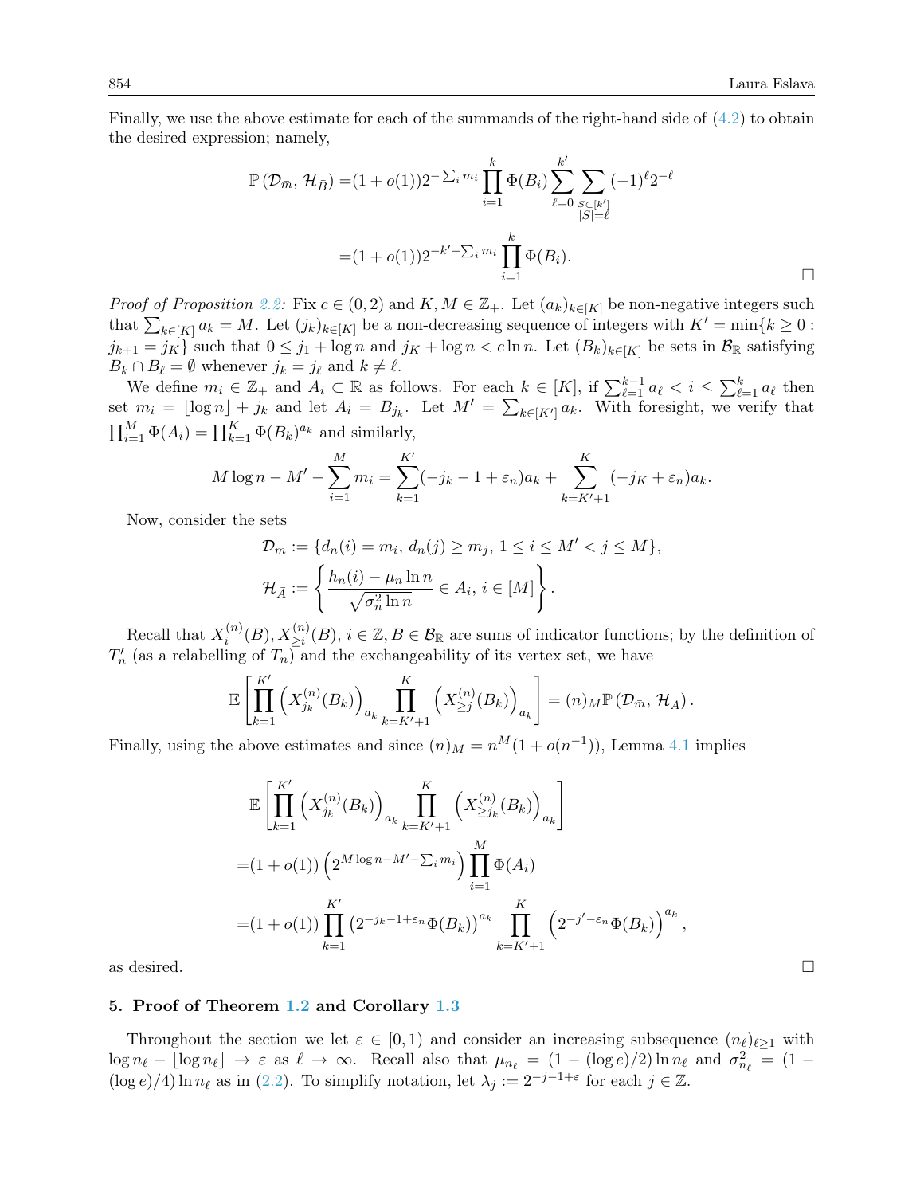Finally, we use the above estimate for each of the summands of the right-hand side of (4.2) to obtain the desired expression; namely,

$$
\begin{aligned}
\mathbb{P}\left(\mathcal{D}_{\bar{m}},\, \mathcal{H}_{\bar{B}}\right) =&(1+o(1))2^{-\sum_i m_i} \prod_{i=1}^{k} \Phi(B_i) \sum_{\ell=0}^{k'} \sum_{\substack{S\subset[k']\\|S|=\ell}} (-1)^\ell 2^{-\ell} \\
=&(1+o(1))2^{-k'-\sum_i m_i} \prod_{i=1}^{k} \Phi(B_i).
\end{aligned}
$$

□

*Proof of Proposition 2.2:* Fix $c \in (0,2)$ and $K, M \in \mathbb{Z}_+$. Let $(a_k)_{k\in[K]}$ be non-negative integers such that $\sum_{k\in[K]} a_k = M$. Let $(j_k)_{k\in[K]}$ be a non-decreasing sequence of integers with $K' = \min\{k \geq 0 : j_{k+1} = j_K\}$ such that $0 \leq j_1 + \log n$ and $j_K + \log n < c \ln n$. Let $(B_k)_{k\in[K]}$ be sets in $\mathcal{B}_\mathbb{R}$ satisfying $B_k \cap B_\ell = \emptyset$ whenever $j_k = j_\ell$ and $k \neq \ell$.

We define $m_i \in \mathbb{Z}_+$ and $A_i \subset \mathbb{R}$ as follows. For each $k \in [K]$, if $\sum_{\ell=1}^{k-1} a_\ell < i \leq \sum_{\ell=1}^{k} a_\ell$ then set $m_i = \lfloor \log n \rfloor + j_k$ and let $A_i = B_{j_k}$. Let $M' = \sum_{k\in[K']} a_k$. With foresight, we verify that $\prod_{i=1}^{M} \Phi(A_i) = \prod_{k=1}^{K} \Phi(B_k)^{a_k}$ and similarly,

$$
M\log n - M' - \sum_{i=1}^{M} m_i = \sum_{k=1}^{K'} (-j_k - 1 + \varepsilon_n) a_k + \sum_{k=K'+1}^{K} (-j_K + \varepsilon_n) a_k.
$$

Now, consider the sets

$$
\mathcal{D}_{\bar{m}} := \{d_n(i) = m_i,\, d_n(j) \geq m_j,\, 1 \leq i \leq M' < j \leq M\},
$$

$$
\mathcal{H}_{\bar{A}} := \left\{ \frac{h_n(i) - \mu_n \ln n}{\sqrt{\sigma_n^2 \ln n}} \in A_i,\, i \in [M] \right\}.
$$

Recall that $X_i^{(n)}(B), X_{\geq i}^{(n)}(B)$, $i \in \mathbb{Z}, B \in \mathcal{B}_\mathbb{R}$ are sums of indicator functions; by the definition of $T_n'$ (as a relabelling of $T_n$) and the exchangeability of its vertex set, we have

$$
\mathbb{E}\left[ \prod_{k=1}^{K'} \left( X_{j_k}^{(n)}(B_k) \right)_{a_k} \prod_{k=K'+1}^{K} \left( X_{\geq j}^{(n)}(B_k) \right)_{a_k} \right] = (n)_M \mathbb{P}\left(\mathcal{D}_{\bar{m}},\, \mathcal{H}_{\bar{A}}\right).
$$

Finally, using the above estimates and since $(n)_M = n^M(1+o(n^{-1}))$, Lemma 4.1 implies

$$
\begin{aligned}
&\mathbb{E}\left[ \prod_{k=1}^{K'} \left( X_{j_k}^{(n)}(B_k) \right)_{a_k} \prod_{k=K'+1}^{K} \left( X_{\geq j_k}^{(n)}(B_k) \right)_{a_k} \right] \\
=&(1+o(1)) \left( 2^{M\log n - M' - \sum_i m_i} \right) \prod_{i=1}^{M} \Phi(A_i) \\
=&(1+o(1)) \prod_{k=1}^{K'} \left( 2^{-j_k - 1 + \varepsilon_n} \Phi(B_k) \right)^{a_k} \prod_{k=K'+1}^{K} \left( 2^{-j' - \varepsilon_n} \Phi(B_k) \right)^{a_k},
\end{aligned}
$$

as desired. □

## 5. Proof of Theorem 1.2 and Corollary 1.3

Throughout the section we let $\varepsilon \in [0,1)$ and consider an increasing subsequence $(n_\ell)_{\ell\geq 1}$ with $\log n_\ell - \lfloor \log n_\ell \rfloor \to \varepsilon$ as $\ell \to \infty$. Recall also that $\mu_{n_\ell} = (1 - (\log e)/2) \ln n_\ell$ and $\sigma_{n_\ell}^2 = (1 - (\log e)/4) \ln n_\ell$ as in (2.2). To simplify notation, let $\lambda_j := 2^{-j-1+\varepsilon}$ for each $j \in \mathbb{Z}$.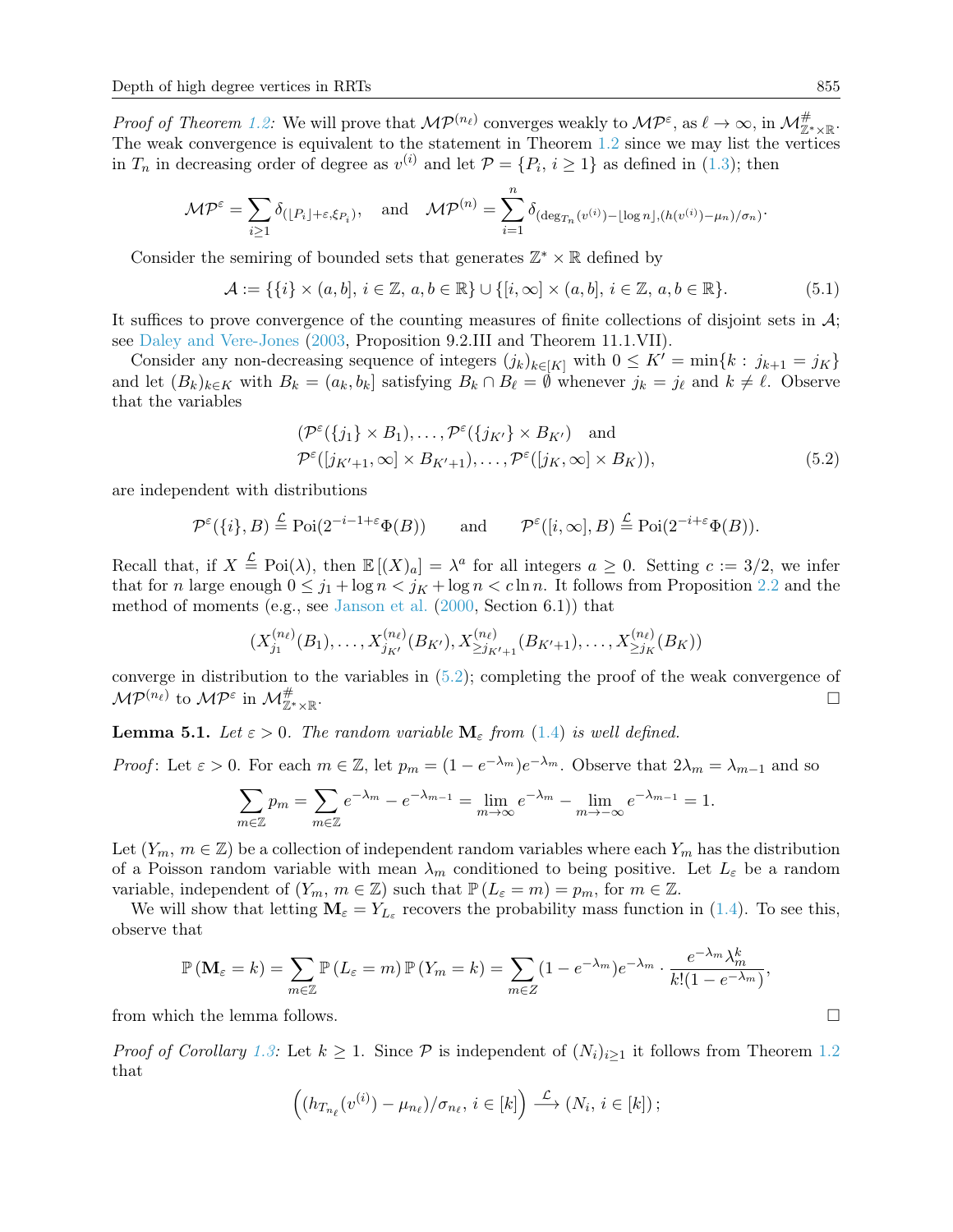*Proof of Theorem 1.2:* We will prove that $\mathcal{MP}^{(n_\ell)}$ converges weakly to $\mathcal{MP}^{\varepsilon}$, as $\ell \to \infty$, in $\mathcal{M}^{\#}_{\mathbb{Z}^* \times \mathbb{R}}$. The weak convergence is equivalent to the statement in Theorem 1.2 since we may list the vertices in $T_n$ in decreasing order of degree as $v^{(i)}$ and let $\mathcal{P} = \{P_i,\, i \geq 1\}$ as defined in (1.3); then

$$\mathcal{MP}^{\varepsilon} = \sum_{i \geq 1} \delta_{(\lfloor P_i \rfloor + \varepsilon, \xi_{P_i})}, \quad \text{and} \quad \mathcal{MP}^{(n)} = \sum_{i=1}^{n} \delta_{(\deg_{T_n}(v^{(i)}) - \lfloor \log n \rfloor, (h(v^{(i)}) - \mu_n)/\sigma_n)}.$$

Consider the semiring of bounded sets that generates $\mathbb{Z}^* \times \mathbb{R}$ defined by

$$\mathcal{A} := \{\{i\} \times (a, b],\, i \in \mathbb{Z},\, a, b \in \mathbb{R}\} \cup \{[i, \infty] \times (a, b],\, i \in \mathbb{Z},\, a, b \in \mathbb{R}\}. \tag{5.1}$$

It suffices to prove convergence of the counting measures of finite collections of disjoint sets in $\mathcal{A}$; see Daley and Vere-Jones (2003, Proposition 9.2.III and Theorem 11.1.VII).

Consider any non-decreasing sequence of integers $(j_k)_{k \in [K]}$ with $0 \leq K' = \min\{k : j_{k+1} = j_K\}$ and let $(B_k)_{k \in K}$ with $B_k = (a_k, b_k]$ satisfying $B_k \cap B_\ell = \emptyset$ whenever $j_k = j_\ell$ and $k \neq \ell$. Observe that the variables

$$\begin{aligned} &(\mathcal{P}^{\varepsilon}(\{j_1\} \times B_1), \ldots, \mathcal{P}^{\varepsilon}(\{j_{K'}\} \times B_{K'}) \quad \text{and} \\ &\mathcal{P}^{\varepsilon}([j_{K'+1}, \infty] \times B_{K'+1}), \ldots, \mathcal{P}^{\varepsilon}([j_K, \infty] \times B_K)), \end{aligned} \tag{5.2}$$

are independent with distributions

$$\mathcal{P}^{\varepsilon}(\{i\}, B) \stackrel{\mathcal{L}}{=} \mathrm{Poi}(2^{-i-1+\varepsilon}\Phi(B)) \qquad \text{and} \qquad \mathcal{P}^{\varepsilon}([i, \infty], B) \stackrel{\mathcal{L}}{=} \mathrm{Poi}(2^{-i+\varepsilon}\Phi(B)).$$

Recall that, if $X \stackrel{\mathcal{L}}{=} \mathrm{Poi}(\lambda)$, then $\mathbb{E}\left[(X)_a\right] = \lambda^a$ for all integers $a \geq 0$. Setting $c := 3/2$, we infer that for $n$ large enough $0 \leq j_1 + \log n < j_K + \log n < c \ln n$. It follows from Proposition 2.2 and the method of moments (e.g., see Janson et al. (2000, Section 6.1)) that

$$(X^{(n_\ell)}_{j_1}(B_1), \ldots, X^{(n_\ell)}_{j_{K'}}(B_{K'}), X^{(n_\ell)}_{\geq j_{K'+1}}(B_{K'+1}), \ldots, X^{(n_\ell)}_{\geq j_K}(B_K))$$

converge in distribution to the variables in (5.2); completing the proof of the weak convergence of $\mathcal{MP}^{(n_\ell)}$ to $\mathcal{MP}^{\varepsilon}$ in $\mathcal{M}^{\#}_{\mathbb{Z}^* \times \mathbb{R}}$. □

**Lemma 5.1.** *Let $\varepsilon > 0$. The random variable $\mathbf{M}_\varepsilon$ from (1.4) is well defined.*

*Proof*: Let $\varepsilon > 0$. For each $m \in \mathbb{Z}$, let $p_m = (1 - e^{-\lambda_m})e^{-\lambda_m}$. Observe that $2\lambda_m = \lambda_{m-1}$ and so

$$\sum_{m \in \mathbb{Z}} p_m = \sum_{m \in \mathbb{Z}} e^{-\lambda_m} - e^{-\lambda_{m-1}} = \lim_{m \to \infty} e^{-\lambda_m} - \lim_{m \to -\infty} e^{-\lambda_{m-1}} = 1.$$

Let $(Y_m,\, m \in \mathbb{Z})$ be a collection of independent random variables where each $Y_m$ has the distribution of a Poisson random variable with mean $\lambda_m$ conditioned to being positive. Let $L_\varepsilon$ be a random variable, independent of $(Y_m,\, m \in \mathbb{Z})$ such that $\mathbb{P}(L_\varepsilon = m) = p_m$, for $m \in \mathbb{Z}$.

We will show that letting $\mathbf{M}_\varepsilon = Y_{L_\varepsilon}$ recovers the probability mass function in (1.4). To see this, observe that

$$\mathbb{P}(\mathbf{M}_\varepsilon = k) = \sum_{m \in \mathbb{Z}} \mathbb{P}(L_\varepsilon = m)\,\mathbb{P}(Y_m = k) = \sum_{m \in Z} (1 - e^{-\lambda_m})e^{-\lambda_m} \cdot \frac{e^{-\lambda_m}\lambda_m^k}{k!(1 - e^{-\lambda_m})},$$

from which the lemma follows. □

*Proof of Corollary 1.3:* Let $k \geq 1$. Since $\mathcal{P}$ is independent of $(N_i)_{i \geq 1}$ it follows from Theorem 1.2 that

$$\left((h_{T_{n_\ell}}(v^{(i)}) - \mu_{n_\ell})/\sigma_{n_\ell},\, i \in [k]\right) \xrightarrow{\mathcal{L}} (N_i,\, i \in [k])\,;$$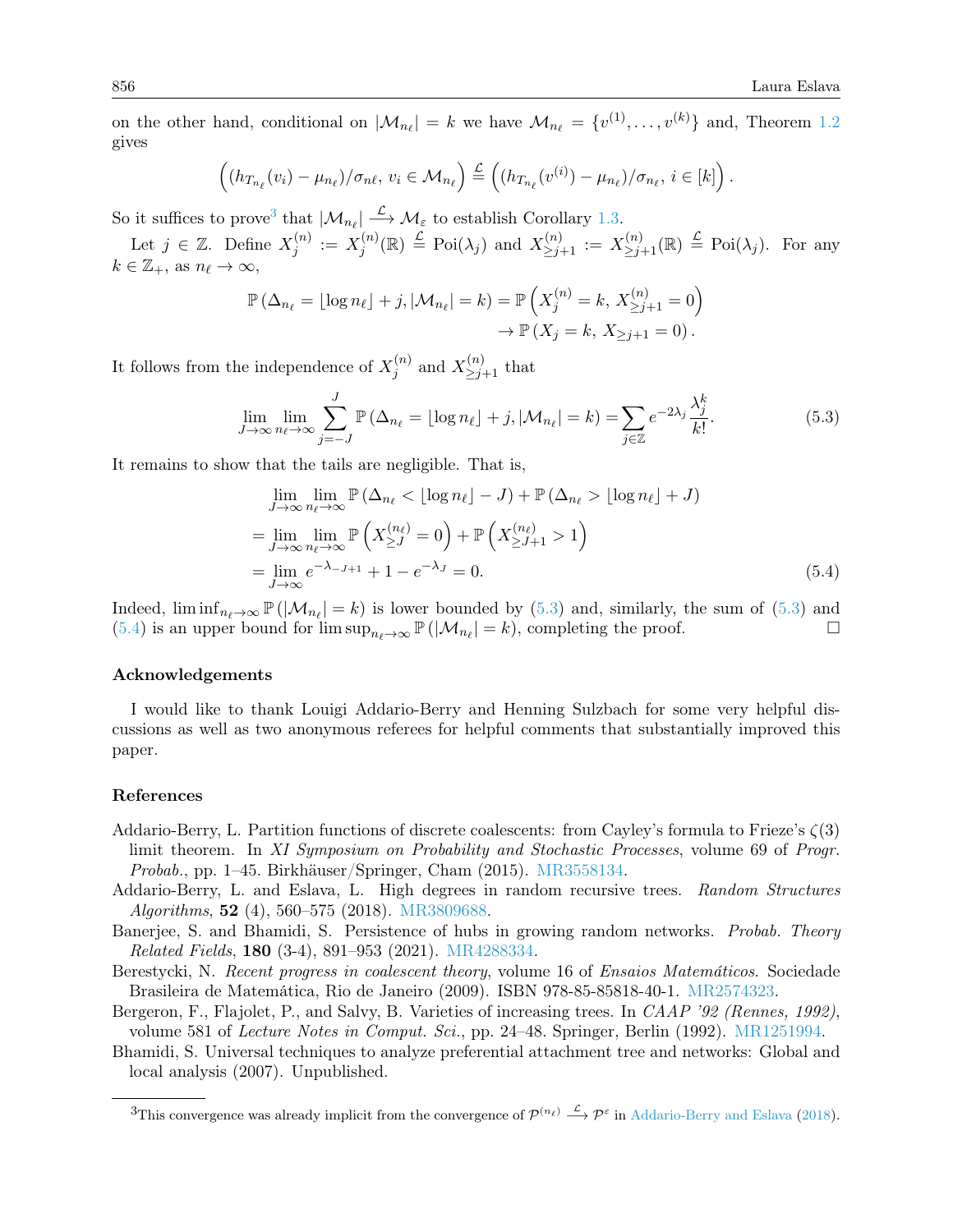on the other hand, conditional on $|\mathcal{M}_{n_\ell}| = k$ we have $\mathcal{M}_{n_\ell} = \{v^{(1)}, \dots, v^{(k)}\}$ and, Theorem 1.2 gives

$$\left( (h_{T_{n_\ell}}(v_i) - \mu_{n_\ell})/\sigma_{n\ell},\, v_i \in \mathcal{M}_{n_\ell} \right) \stackrel{\mathcal{L}}{=} \left( (h_{T_{n_\ell}}(v^{(i)}) - \mu_{n_\ell})/\sigma_{n_\ell},\, i \in [k] \right).$$

So it suffices to prove[3] that $|\mathcal{M}_{n_\ell}| \xrightarrow{\mathcal{L}} \mathcal{M}_\varepsilon$ to establish Corollary 1.3.

Let $j \in \mathbb{Z}$. Define $X_j^{(n)} := X_j^{(n)}(\mathbb{R}) \stackrel{\mathcal{L}}{=} \mathrm{Poi}(\lambda_j)$ and $X_{\geq j+1}^{(n)} := X_{\geq j+1}^{(n)}(\mathbb{R}) \stackrel{\mathcal{L}}{=} \mathrm{Poi}(\lambda_j)$. For any $k \in \mathbb{Z}_+$, as $n_\ell \to \infty$,

$$\begin{aligned}\mathbb{P}\left(\Delta_{n_\ell} = \lfloor \log n_\ell \rfloor + j, |\mathcal{M}_{n_\ell}| = k\right) &= \mathbb{P}\left(X_j^{(n)} = k,\, X_{\geq j+1}^{(n)} = 0\right) \\ &\to \mathbb{P}\left(X_j = k,\, X_{\geq j+1} = 0\right).\end{aligned}$$

It follows from the independence of $X_j^{(n)}$ and $X_{\geq j+1}^{(n)}$ that

$$\lim_{J\to\infty} \lim_{n_\ell \to\infty} \sum_{j=-J}^{J} \mathbb{P}\left(\Delta_{n_\ell} = \lfloor \log n_\ell \rfloor + j, |\mathcal{M}_{n_\ell}| = k\right) = \sum_{j\in\mathbb{Z}} e^{-2\lambda_j} \frac{\lambda_j^k}{k!}. \tag{5.3}$$

It remains to show that the tails are negligible. That is,

$$\begin{aligned}&\lim_{J\to\infty} \lim_{n_\ell\to\infty} \mathbb{P}\left(\Delta_{n_\ell} < \lfloor \log n_\ell \rfloor - J\right) + \mathbb{P}\left(\Delta_{n_\ell} > \lfloor \log n_\ell \rfloor + J\right) \\ &= \lim_{J\to\infty} \lim_{n_\ell\to\infty} \mathbb{P}\left(X_{\geq J}^{(n_\ell)} = 0\right) + \mathbb{P}\left(X_{\geq J+1}^{(n_\ell)} > 1\right) \\ &= \lim_{J\to\infty} e^{-\lambda_{-J+1}} + 1 - e^{-\lambda_J} = 0.\end{aligned} \tag{5.4}$$

Indeed, $\liminf_{n_\ell\to\infty} \mathbb{P}(|\mathcal{M}_{n_\ell}| = k)$ is lower bounded by (5.3) and, similarly, the sum of (5.3) and (5.4) is an upper bound for $\limsup_{n_\ell\to\infty} \mathbb{P}(|\mathcal{M}_{n_\ell}| = k)$, completing the proof. ☐

### Acknowledgements

I would like to thank Louigi Addario-Berry and Henning Sulzbach for some very helpful discussions as well as two anonymous referees for helpful comments that substantially improved this paper.

### References

Addario-Berry, L. Partition functions of discrete coalescents: from Cayley's formula to Frieze's $\zeta(3)$ limit theorem. In *XI Symposium on Probability and Stochastic Processes*, volume 69 of *Progr. Probab.*, pp. 1–45. Birkhäuser/Springer, Cham (2015). MR3558134.

Addario-Berry, L. and Eslava, L. High degrees in random recursive trees. *Random Structures Algorithms*, **52** (4), 560–575 (2018). MR3809688.

Banerjee, S. and Bhamidi, S. Persistence of hubs in growing random networks. *Probab. Theory Related Fields*, **180** (3-4), 891–953 (2021). MR4288334.

Berestycki, N. *Recent progress in coalescent theory*, volume 16 of *Ensaios Matemáticos*. Sociedade Brasileira de Matemática, Rio de Janeiro (2009). ISBN 978-85-85818-40-1. MR2574323.

Bergeron, F., Flajolet, P., and Salvy, B. Varieties of increasing trees. In *CAAP '92 (Rennes, 1992)*, volume 581 of *Lecture Notes in Comput. Sci.*, pp. 24–48. Springer, Berlin (1992). MR1251994.

Bhamidi, S. Universal techniques to analyze preferential attachment tree and networks: Global and local analysis (2007). Unpublished.

[3] This convergence was already implicit from the convergence of $\mathcal{P}^{(n_\ell)} \xrightarrow{\mathcal{L}} \mathcal{P}^\varepsilon$ in Addario-Berry and Eslava (2018).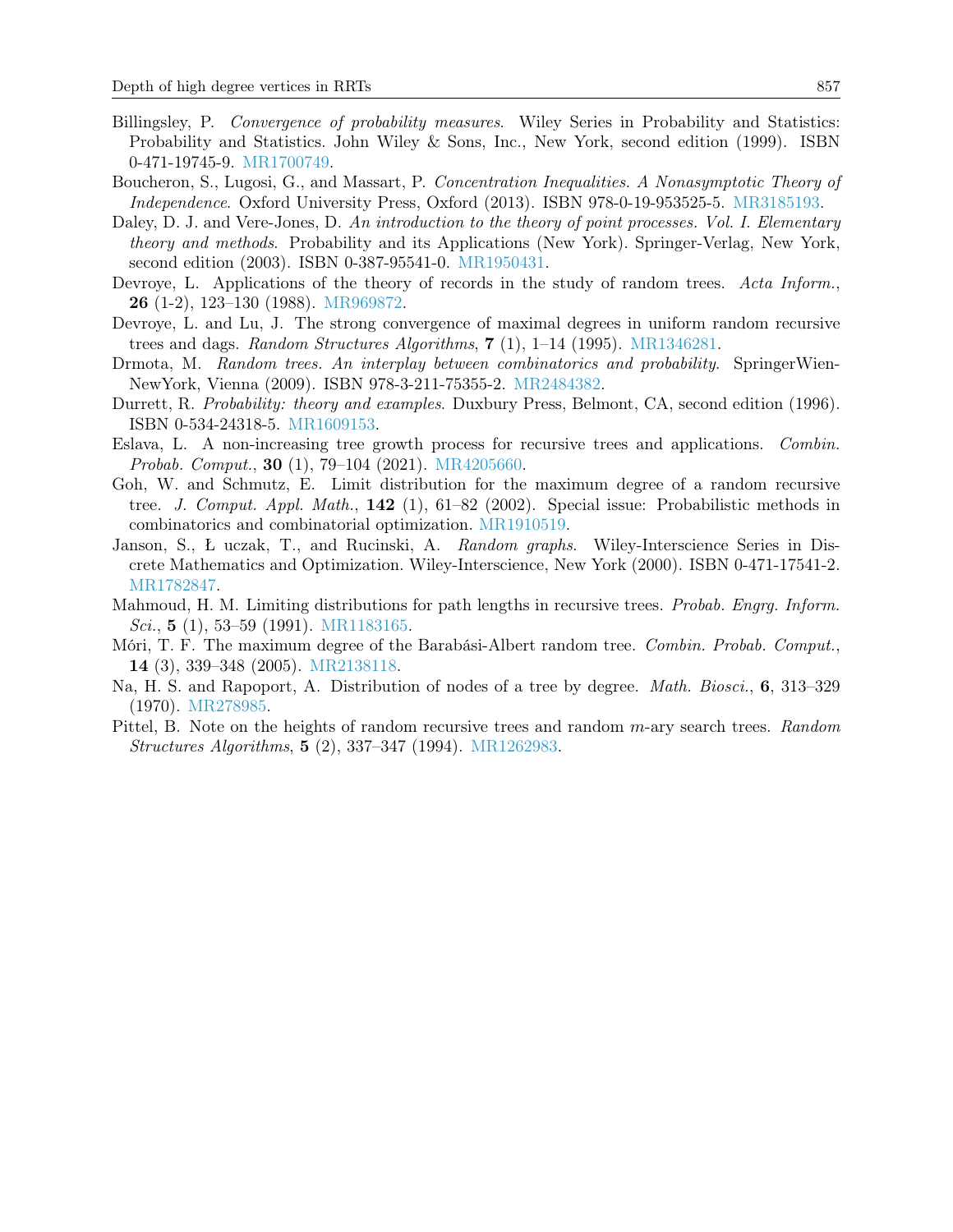Billingsley, P. *Convergence of probability measures*. Wiley Series in Probability and Statistics: Probability and Statistics. John Wiley & Sons, Inc., New York, second edition (1999). ISBN 0-471-19745-9. MR1700749.

Boucheron, S., Lugosi, G., and Massart, P. *Concentration Inequalities. A Nonasymptotic Theory of Independence*. Oxford University Press, Oxford (2013). ISBN 978-0-19-953525-5. MR3185193.

Daley, D. J. and Vere-Jones, D. *An introduction to the theory of point processes. Vol. I. Elementary theory and methods*. Probability and its Applications (New York). Springer-Verlag, New York, second edition (2003). ISBN 0-387-95541-0. MR1950431.

Devroye, L. Applications of the theory of records in the study of random trees. *Acta Inform.*, **26** (1-2), 123–130 (1988). MR969872.

Devroye, L. and Lu, J. The strong convergence of maximal degrees in uniform random recursive trees and dags. *Random Structures Algorithms*, **7** (1), 1–14 (1995). MR1346281.

Drmota, M. *Random trees. An interplay between combinatorics and probability*. SpringerWienNewYork, Vienna (2009). ISBN 978-3-211-75355-2. MR2484382.

Durrett, R. *Probability: theory and examples*. Duxbury Press, Belmont, CA, second edition (1996). ISBN 0-534-24318-5. MR1609153.

Eslava, L. A non-increasing tree growth process for recursive trees and applications. *Combin. Probab. Comput.*, **30** (1), 79–104 (2021). MR4205660.

Goh, W. and Schmutz, E. Limit distribution for the maximum degree of a random recursive tree. *J. Comput. Appl. Math.*, **142** (1), 61–82 (2002). Special issue: Probabilistic methods in combinatorics and combinatorial optimization. MR1910519.

Janson, S., Ł uczak, T., and Rucinski, A. *Random graphs*. Wiley-Interscience Series in Discrete Mathematics and Optimization. Wiley-Interscience, New York (2000). ISBN 0-471-17541-2. MR1782847.

Mahmoud, H. M. Limiting distributions for path lengths in recursive trees. *Probab. Engrg. Inform. Sci.*, **5** (1), 53–59 (1991). MR1183165.

Móri, T. F. The maximum degree of the Barabási-Albert random tree. *Combin. Probab. Comput.*, **14** (3), 339–348 (2005). MR2138118.

Na, H. S. and Rapoport, A. Distribution of nodes of a tree by degree. *Math. Biosci.*, **6**, 313–329 (1970). MR278985.

Pittel, B. Note on the heights of random recursive trees and random $m$-ary search trees. *Random Structures Algorithms*, **5** (2), 337–347 (1994). MR1262983.